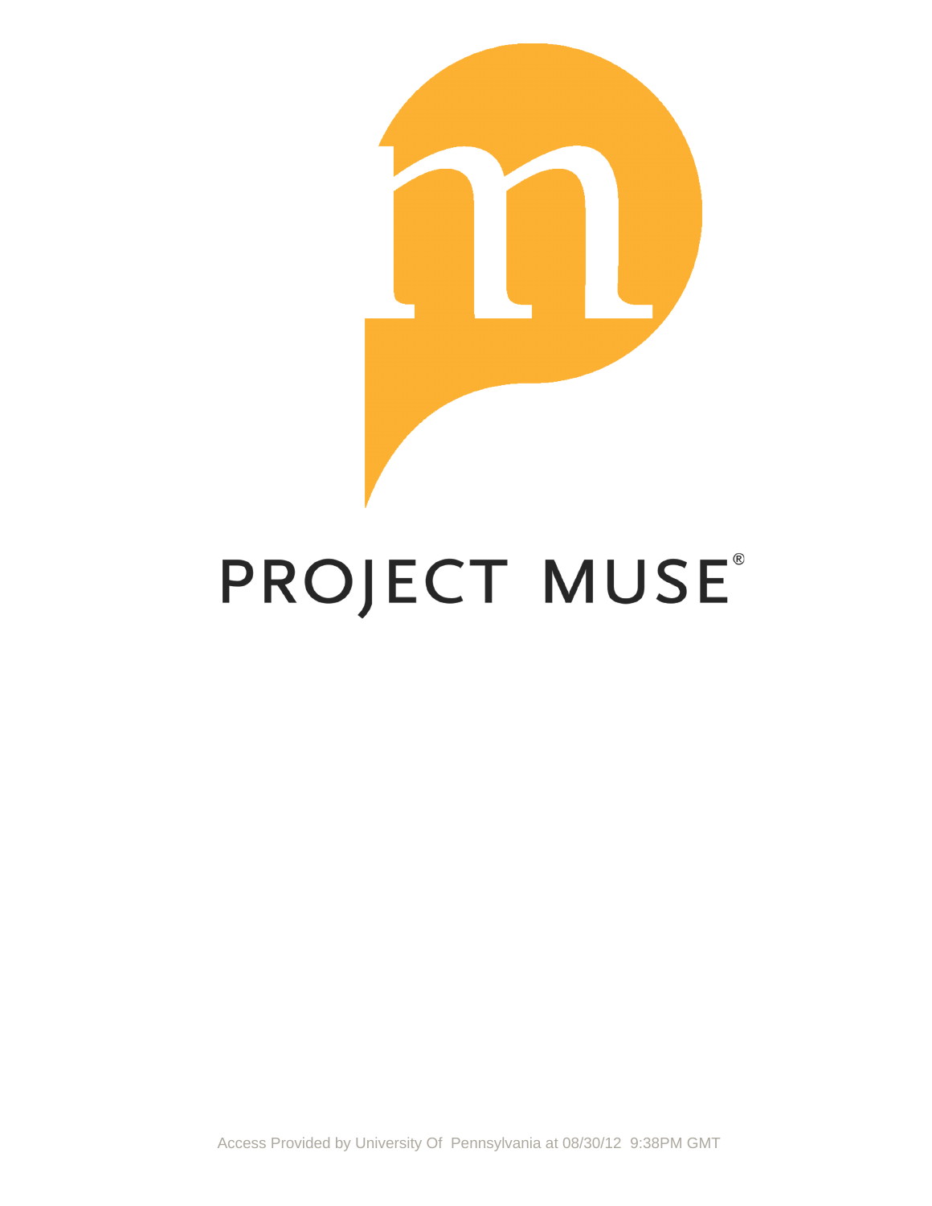PROJECT MUSE®

Access Provided by University Of Pennsylvania at 08/30/12 9:38PM GMT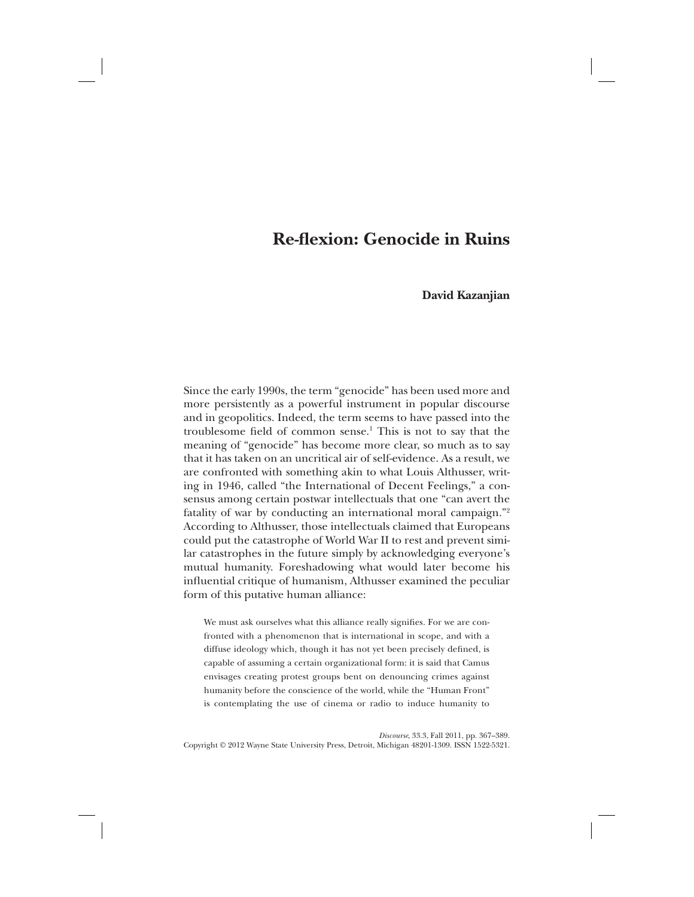# Re-flexion: Genocide in Ruins

**David Kazanjian**

Since the early 1990s, the term "genocide" has been used more and more persistently as a powerful instrument in popular discourse and in geopolitics. Indeed, the term seems to have passed into the troublesome field of common sense.[1] This is not to say that the meaning of "genocide" has become more clear, so much as to say that it has taken on an uncritical air of self-evidence. As a result, we are confronted with something akin to what Louis Althusser, writing in 1946, called "the International of Decent Feelings," a consensus among certain postwar intellectuals that one "can avert the fatality of war by conducting an international moral campaign."[2] According to Althusser, those intellectuals claimed that Europeans could put the catastrophe of World War II to rest and prevent similar catastrophes in the future simply by acknowledging everyone's mutual humanity. Foreshadowing what would later become his influential critique of humanism, Althusser examined the peculiar form of this putative human alliance:

> We must ask ourselves what this alliance really signifies. For we are confronted with a phenomenon that is international in scope, and with a diffuse ideology which, though it has not yet been precisely defined, is capable of assuming a certain organizational form: it is said that Camus envisages creating protest groups bent on denouncing crimes against humanity before the conscience of the world, while the "Human Front" is contemplating the use of cinema or radio to induce humanity to

*Discourse*, 33.3, Fall 2011, pp. 367–389.
Copyright © 2012 Wayne State University Press, Detroit, Michigan 48201-1309. ISSN 1522-5321.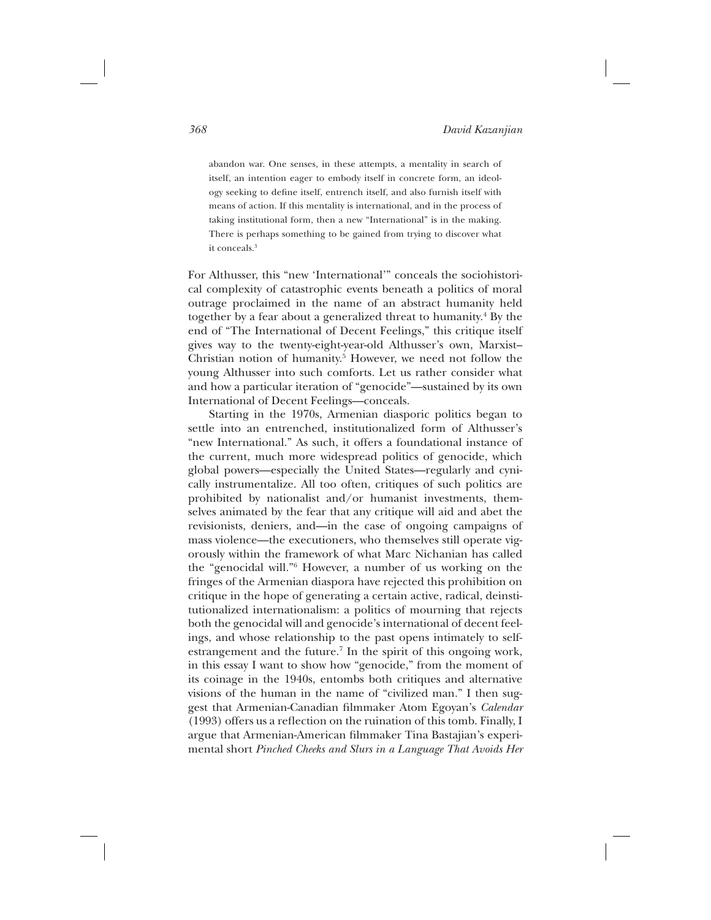> abandon war. One senses, in these attempts, a mentality in search of itself, an intention eager to embody itself in concrete form, an ideology seeking to define itself, entrench itself, and also furnish itself with means of action. If this mentality is international, and in the process of taking institutional form, then a new "International" is in the making. There is perhaps something to be gained from trying to discover what it conceals.[3]

For Althusser, this "new 'International'" conceals the sociohistorical complexity of catastrophic events beneath a politics of moral outrage proclaimed in the name of an abstract humanity held together by a fear about a generalized threat to humanity.[4] By the end of "The International of Decent Feelings," this critique itself gives way to the twenty-eight-year-old Althusser's own, Marxist–Christian notion of humanity.[5] However, we need not follow the young Althusser into such comforts. Let us rather consider what and how a particular iteration of "genocide"—sustained by its own International of Decent Feelings—conceals.

Starting in the 1970s, Armenian diasporic politics began to settle into an entrenched, institutionalized form of Althusser's "new International." As such, it offers a foundational instance of the current, much more widespread politics of genocide, which global powers—especially the United States—regularly and cynically instrumentalize. All too often, critiques of such politics are prohibited by nationalist and/or humanist investments, themselves animated by the fear that any critique will aid and abet the revisionists, deniers, and—in the case of ongoing campaigns of mass violence—the executioners, who themselves still operate vigorously within the framework of what Marc Nichanian has called the "genocidal will."[6] However, a number of us working on the fringes of the Armenian diaspora have rejected this prohibition on critique in the hope of generating a certain active, radical, deinstitutionalized internationalism: a politics of mourning that rejects both the genocidal will and genocide's international of decent feelings, and whose relationship to the past opens intimately to self-estrangement and the future.[7] In the spirit of this ongoing work, in this essay I want to show how "genocide," from the moment of its coinage in the 1940s, entombs both critiques and alternative visions of the human in the name of "civilized man." I then suggest that Armenian-Canadian filmmaker Atom Egoyan's *Calendar* (1993) offers us a reflection on the ruination of this tomb. Finally, I argue that Armenian-American filmmaker Tina Bastajian's experimental short *Pinched Cheeks and Slurs in a Language That Avoids Her*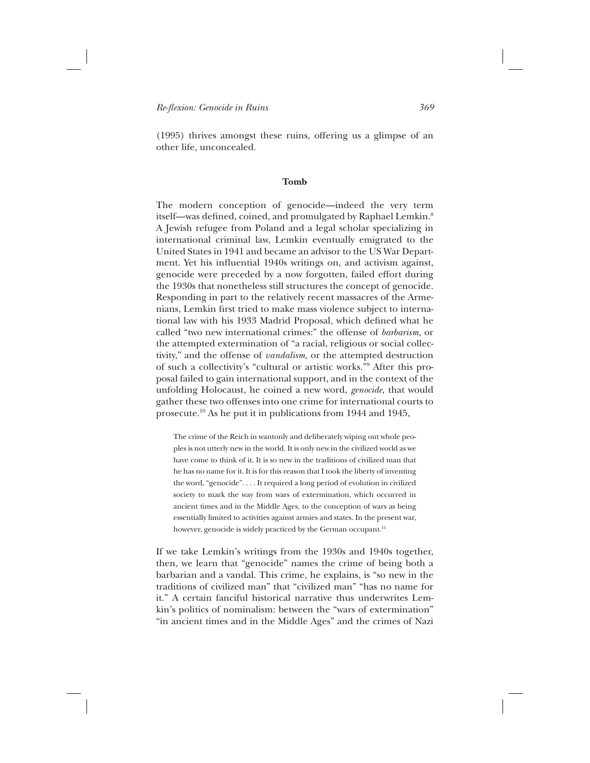(1995) thrives amongst these ruins, offering us a glimpse of an other life, unconcealed.

### Tomb

The modern conception of genocide—indeed the very term itself—was defined, coined, and promulgated by Raphael Lemkin.[8] A Jewish refugee from Poland and a legal scholar specializing in international criminal law, Lemkin eventually emigrated to the United States in 1941 and became an advisor to the US War Department. Yet his influential 1940s writings on, and activism against, genocide were preceded by a now forgotten, failed effort during the 1930s that nonetheless still structures the concept of genocide. Responding in part to the relatively recent massacres of the Armenians, Lemkin first tried to make mass violence subject to international law with his 1933 Madrid Proposal, which defined what he called "two new international crimes:" the offense of *barbarism,* or the attempted extermination of "a racial, religious or social collectivity," and the offense of *vandalism,* or the attempted destruction of such a collectivity's "cultural or artistic works."[9] After this proposal failed to gain international support, and in the context of the unfolding Holocaust, he coined a new word, *genocide,* that would gather these two offenses into one crime for international courts to prosecute.[10] As he put it in publications from 1944 and 1945,

> The crime of the Reich in wantonly and deliberately wiping out whole peoples is not utterly new in the world. It is only new in the civilized world as we have come to think of it. It is so new in the traditions of civilized man that he has no name for it. It is for this reason that I took the liberty of inventing the word, "genocide". . . . It required a long period of evolution in civilized society to mark the way from wars of extermination, which occurred in ancient times and in the Middle Ages, to the conception of wars as being essentially limited to activities against armies and states. In the present war, however, genocide is widely practiced by the German occupant.[11]

If we take Lemkin's writings from the 1930s and 1940s together, then, we learn that "genocide" names the crime of being both a barbarian and a vandal. This crime, he explains, is "so new in the traditions of civilized man" that "civilized man" "has no name for it." A certain fanciful historical narrative thus underwrites Lemkin's politics of nominalism: between the "wars of extermination" "in ancient times and in the Middle Ages" and the crimes of Nazi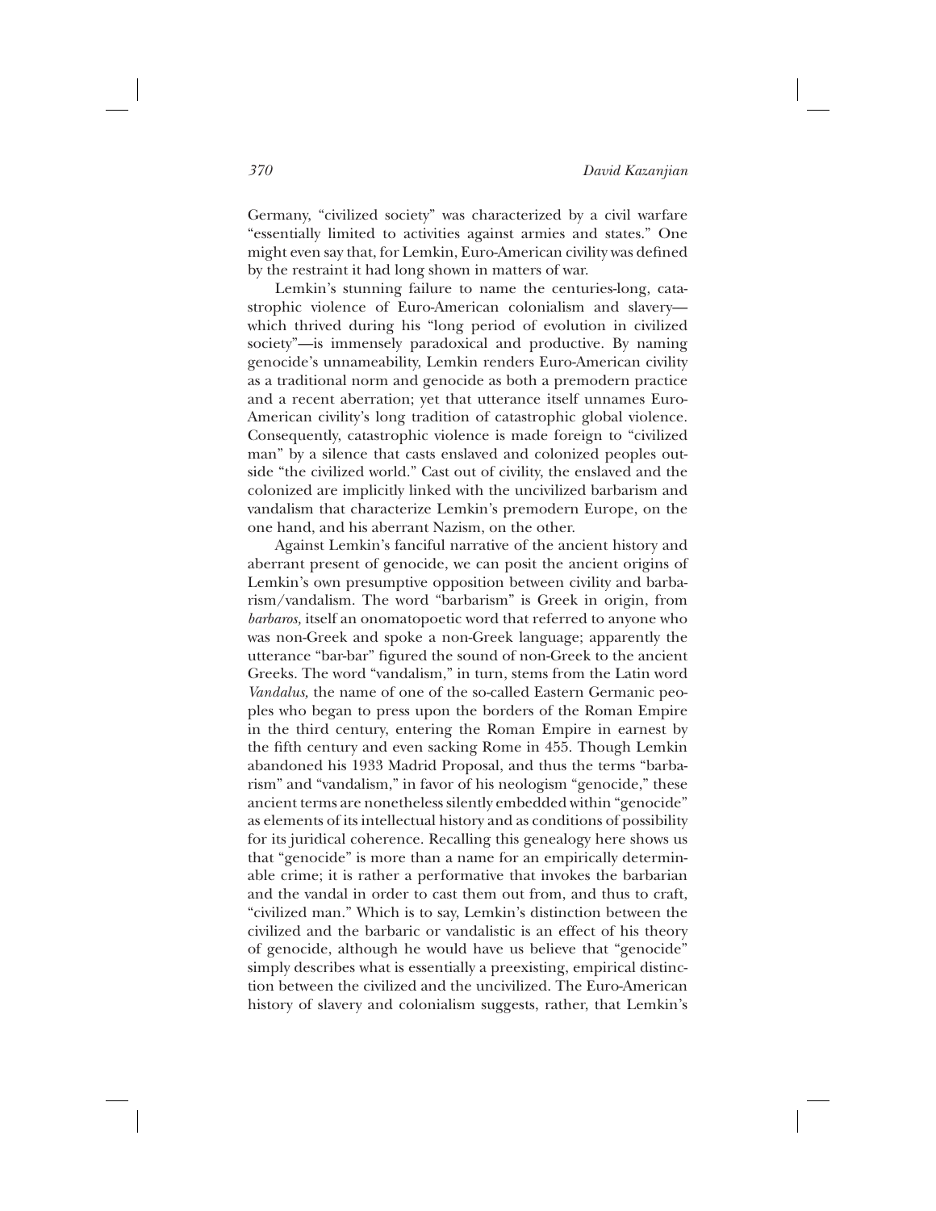Germany, "civilized society" was characterized by a civil warfare "essentially limited to activities against armies and states." One might even say that, for Lemkin, Euro-American civility was defined by the restraint it had long shown in matters of war.

Lemkin's stunning failure to name the centuries-long, catastrophic violence of Euro-American colonialism and slavery—which thrived during his "long period of evolution in civilized society"—is immensely paradoxical and productive. By naming genocide's unnameability, Lemkin renders Euro-American civility as a traditional norm and genocide as both a premodern practice and a recent aberration; yet that utterance itself unnames Euro-American civility's long tradition of catastrophic global violence. Consequently, catastrophic violence is made foreign to "civilized man" by a silence that casts enslaved and colonized peoples outside "the civilized world." Cast out of civility, the enslaved and the colonized are implicitly linked with the uncivilized barbarism and vandalism that characterize Lemkin's premodern Europe, on the one hand, and his aberrant Nazism, on the other.

Against Lemkin's fanciful narrative of the ancient history and aberrant present of genocide, we can posit the ancient origins of Lemkin's own presumptive opposition between civility and barbarism/vandalism. The word "barbarism" is Greek in origin, from *barbaros,* itself an onomatopoetic word that referred to anyone who was non-Greek and spoke a non-Greek language; apparently the utterance "bar-bar" figured the sound of non-Greek to the ancient Greeks. The word "vandalism," in turn, stems from the Latin word *Vandalus,* the name of one of the so-called Eastern Germanic peoples who began to press upon the borders of the Roman Empire in the third century, entering the Roman Empire in earnest by the fifth century and even sacking Rome in 455. Though Lemkin abandoned his 1933 Madrid Proposal, and thus the terms "barbarism" and "vandalism," in favor of his neologism "genocide," these ancient terms are nonetheless silently embedded within "genocide" as elements of its intellectual history and as conditions of possibility for its juridical coherence. Recalling this genealogy here shows us that "genocide" is more than a name for an empirically determinable crime; it is rather a performative that invokes the barbarian and the vandal in order to cast them out from, and thus to craft, "civilized man." Which is to say, Lemkin's distinction between the civilized and the barbaric or vandalistic is an effect of his theory of genocide, although he would have us believe that "genocide" simply describes what is essentially a preexisting, empirical distinction between the civilized and the uncivilized. The Euro-American history of slavery and colonialism suggests, rather, that Lemkin's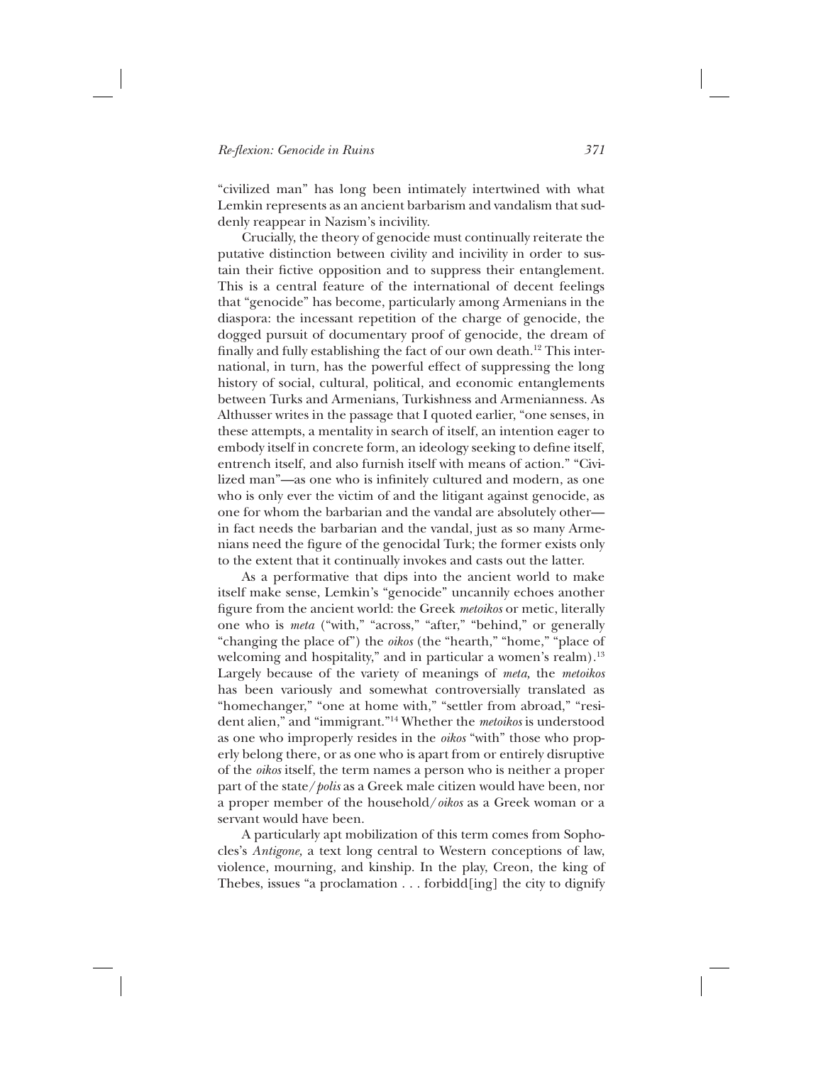"civilized man" has long been intimately intertwined with what Lemkin represents as an ancient barbarism and vandalism that suddenly reappear in Nazism's incivility.

Crucially, the theory of genocide must continually reiterate the putative distinction between civility and incivility in order to sustain their fictive opposition and to suppress their entanglement. This is a central feature of the international of decent feelings that "genocide" has become, particularly among Armenians in the diaspora: the incessant repetition of the charge of genocide, the dogged pursuit of documentary proof of genocide, the dream of finally and fully establishing the fact of our own death.[12] This international, in turn, has the powerful effect of suppressing the long history of social, cultural, political, and economic entanglements between Turks and Armenians, Turkishness and Armenianness. As Althusser writes in the passage that I quoted earlier, "one senses, in these attempts, a mentality in search of itself, an intention eager to embody itself in concrete form, an ideology seeking to define itself, entrench itself, and also furnish itself with means of action." "Civilized man"—as one who is infinitely cultured and modern, as one who is only ever the victim of and the litigant against genocide, as one for whom the barbarian and the vandal are absolutely other—in fact needs the barbarian and the vandal, just as so many Armenians need the figure of the genocidal Turk; the former exists only to the extent that it continually invokes and casts out the latter.

As a performative that dips into the ancient world to make itself make sense, Lemkin's "genocide" uncannily echoes another figure from the ancient world: the Greek *metoikos* or metic, literally one who is *meta* ("with," "across," "after," "behind," or generally "changing the place of") the *oikos* (the "hearth," "home," "place of welcoming and hospitality," and in particular a women's realm).[13] Largely because of the variety of meanings of *meta,* the *metoikos* has been variously and somewhat controversially translated as "homechanger," "one at home with," "settler from abroad," "resident alien," and "immigrant."[14] Whether the *metoikos* is understood as one who improperly resides in the *oikos* "with" those who properly belong there, or as one who is apart from or entirely disruptive of the *oikos* itself, the term names a person who is neither a proper part of the state/*polis* as a Greek male citizen would have been, nor a proper member of the household/*oikos* as a Greek woman or a servant would have been.

A particularly apt mobilization of this term comes from Sophocles's *Antigone,* a text long central to Western conceptions of law, violence, mourning, and kinship. In the play, Creon, the king of Thebes, issues "a proclamation . . . forbidd[ing] the city to dignify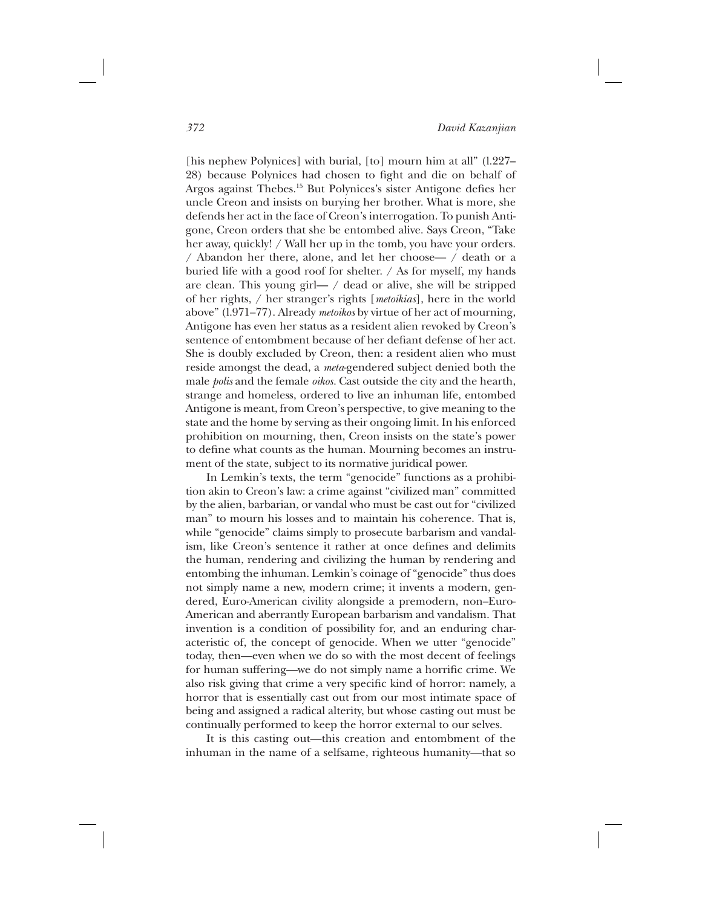[his nephew Polynices] with burial, [to] mourn him at all" (l.227–28) because Polynices had chosen to fight and die on behalf of Argos against Thebes.[15] But Polynices's sister Antigone defies her uncle Creon and insists on burying her brother. What is more, she defends her act in the face of Creon's interrogation. To punish Antigone, Creon orders that she be entombed alive. Says Creon, "Take her away, quickly! / Wall her up in the tomb, you have your orders. / Abandon her there, alone, and let her choose— / death or a buried life with a good roof for shelter. / As for myself, my hands are clean. This young girl— / dead or alive, she will be stripped of her rights, / her stranger's rights [*metoikias*], here in the world above" (l.971–77). Already *metoikos* by virtue of her act of mourning, Antigone has even her status as a resident alien revoked by Creon's sentence of entombment because of her defiant defense of her act. She is doubly excluded by Creon, then: a resident alien who must reside amongst the dead, a *meta*-gendered subject denied both the male *polis* and the female *oikos*. Cast outside the city and the hearth, strange and homeless, ordered to live an inhuman life, entombed Antigone is meant, from Creon's perspective, to give meaning to the state and the home by serving as their ongoing limit. In his enforced prohibition on mourning, then, Creon insists on the state's power to define what counts as the human. Mourning becomes an instrument of the state, subject to its normative juridical power.

In Lemkin's texts, the term "genocide" functions as a prohibition akin to Creon's law: a crime against "civilized man" committed by the alien, barbarian, or vandal who must be cast out for "civilized man" to mourn his losses and to maintain his coherence. That is, while "genocide" claims simply to prosecute barbarism and vandalism, like Creon's sentence it rather at once defines and delimits the human, rendering and civilizing the human by rendering and entombing the inhuman. Lemkin's coinage of "genocide" thus does not simply name a new, modern crime; it invents a modern, gendered, Euro-American civility alongside a premodern, non–Euro-American and aberrantly European barbarism and vandalism. That invention is a condition of possibility for, and an enduring characteristic of, the concept of genocide. When we utter "genocide" today, then—even when we do so with the most decent of feelings for human suffering—we do not simply name a horrific crime. We also risk giving that crime a very specific kind of horror: namely, a horror that is essentially cast out from our most intimate space of being and assigned a radical alterity, but whose casting out must be continually performed to keep the horror external to our selves.

It is this casting out—this creation and entombment of the inhuman in the name of a selfsame, righteous humanity—that so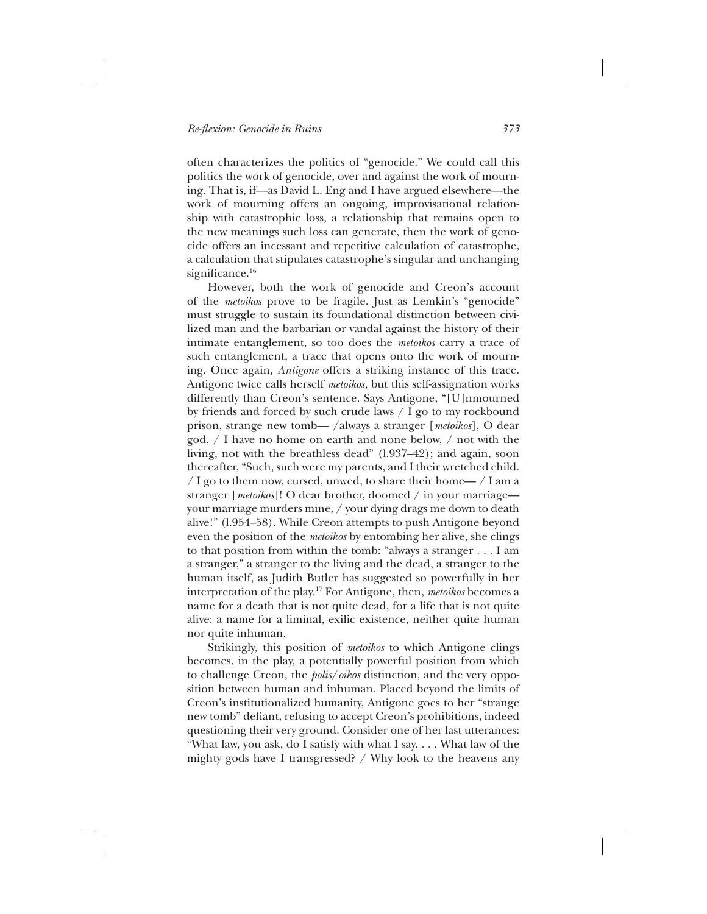often characterizes the politics of "genocide." We could call this politics the work of genocide, over and against the work of mourning. That is, if—as David L. Eng and I have argued elsewhere—the work of mourning offers an ongoing, improvisational relationship with catastrophic loss, a relationship that remains open to the new meanings such loss can generate, then the work of genocide offers an incessant and repetitive calculation of catastrophe, a calculation that stipulates catastrophe's singular and unchanging significance.[16]

However, both the work of genocide and Creon's account of the *metoikos* prove to be fragile. Just as Lemkin's "genocide" must struggle to sustain its foundational distinction between civilized man and the barbarian or vandal against the history of their intimate entanglement, so too does the *metoikos* carry a trace of such entanglement, a trace that opens onto the work of mourning. Once again, *Antigone* offers a striking instance of this trace. Antigone twice calls herself *metoikos*, but this self-assignation works differently than Creon's sentence. Says Antigone, "[U]nmourned by friends and forced by such crude laws / I go to my rockbound prison, strange new tomb— /always a stranger [*metoikos*], O dear god, / I have no home on earth and none below, / not with the living, not with the breathless dead" (l.937–42); and again, soon thereafter, "Such, such were my parents, and I their wretched child. / I go to them now, cursed, unwed, to share their home— / I am a stranger [*metoikos*]! O dear brother, doomed / in your marriage—your marriage murders mine, / your dying drags me down to death alive!" (l.954–58). While Creon attempts to push Antigone beyond even the position of the *metoikos* by entombing her alive, she clings to that position from within the tomb: "always a stranger . . . I am a stranger," a stranger to the living and the dead, a stranger to the human itself, as Judith Butler has suggested so powerfully in her interpretation of the play.[17] For Antigone, then, *metoikos* becomes a name for a death that is not quite dead, for a life that is not quite alive: a name for a liminal, exilic existence, neither quite human nor quite inhuman.

Strikingly, this position of *metoikos* to which Antigone clings becomes, in the play, a potentially powerful position from which to challenge Creon, the *polis*/*oikos* distinction, and the very opposition between human and inhuman. Placed beyond the limits of Creon's institutionalized humanity, Antigone goes to her "strange new tomb" defiant, refusing to accept Creon's prohibitions, indeed questioning their very ground. Consider one of her last utterances: "What law, you ask, do I satisfy with what I say. . . . What law of the mighty gods have I transgressed? / Why look to the heavens any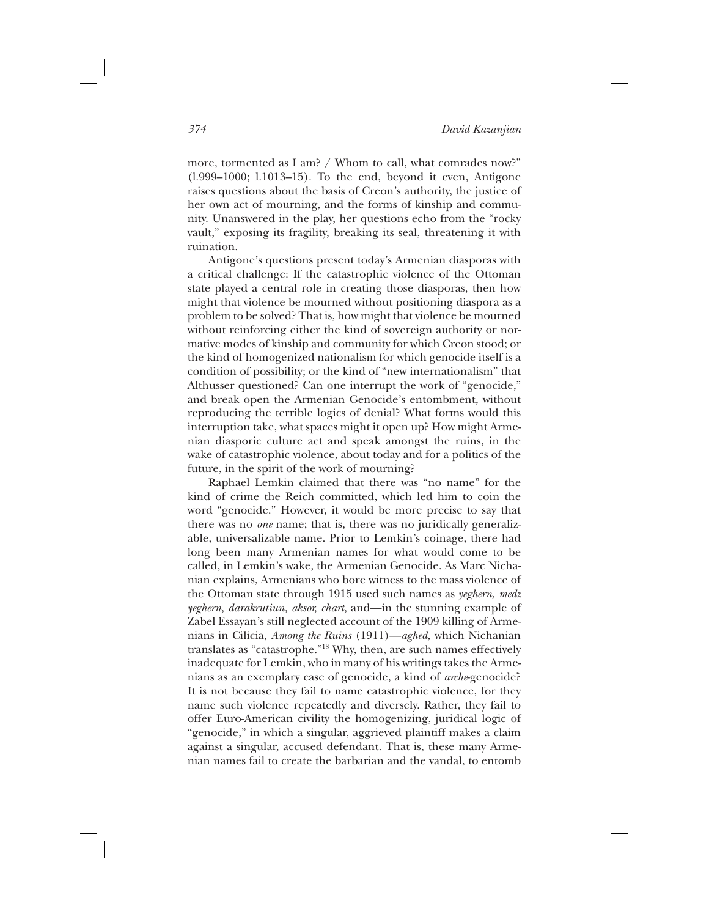more, tormented as I am? / Whom to call, what comrades now?" (l.999–1000; l.1013–15). To the end, beyond it even, Antigone raises questions about the basis of Creon's authority, the justice of her own act of mourning, and the forms of kinship and community. Unanswered in the play, her questions echo from the "rocky vault," exposing its fragility, breaking its seal, threatening it with ruination.

Antigone's questions present today's Armenian diasporas with a critical challenge: If the catastrophic violence of the Ottoman state played a central role in creating those diasporas, then how might that violence be mourned without positioning diaspora as a problem to be solved? That is, how might that violence be mourned without reinforcing either the kind of sovereign authority or normative modes of kinship and community for which Creon stood; or the kind of homogenized nationalism for which genocide itself is a condition of possibility; or the kind of "new internationalism" that Althusser questioned? Can one interrupt the work of "genocide," and break open the Armenian Genocide's entombment, without reproducing the terrible logics of denial? What forms would this interruption take, what spaces might it open up? How might Armenian diasporic culture act and speak amongst the ruins, in the wake of catastrophic violence, about today and for a politics of the future, in the spirit of the work of mourning?

Raphael Lemkin claimed that there was "no name" for the kind of crime the Reich committed, which led him to coin the word "genocide." However, it would be more precise to say that there was no *one* name; that is, there was no juridically generalizable, universalizable name. Prior to Lemkin's coinage, there had long been many Armenian names for what would come to be called, in Lemkin's wake, the Armenian Genocide. As Marc Nichanian explains, Armenians who bore witness to the mass violence of the Ottoman state through 1915 used such names as *yeghern, medz yeghern, darakrutiun, aksor, chart,* and—in the stunning example of Zabel Essayan's still neglected account of the 1909 killing of Armenians in Cilicia, *Among the Ruins* (1911)—*aghed,* which Nichanian translates as "catastrophe."[18] Why, then, are such names effectively inadequate for Lemkin, who in many of his writings takes the Armenians as an exemplary case of genocide, a kind of *arche*-genocide? It is not because they fail to name catastrophic violence, for they name such violence repeatedly and diversely. Rather, they fail to offer Euro-American civility the homogenizing, juridical logic of "genocide," in which a singular, aggrieved plaintiff makes a claim against a singular, accused defendant. That is, these many Armenian names fail to create the barbarian and the vandal, to entomb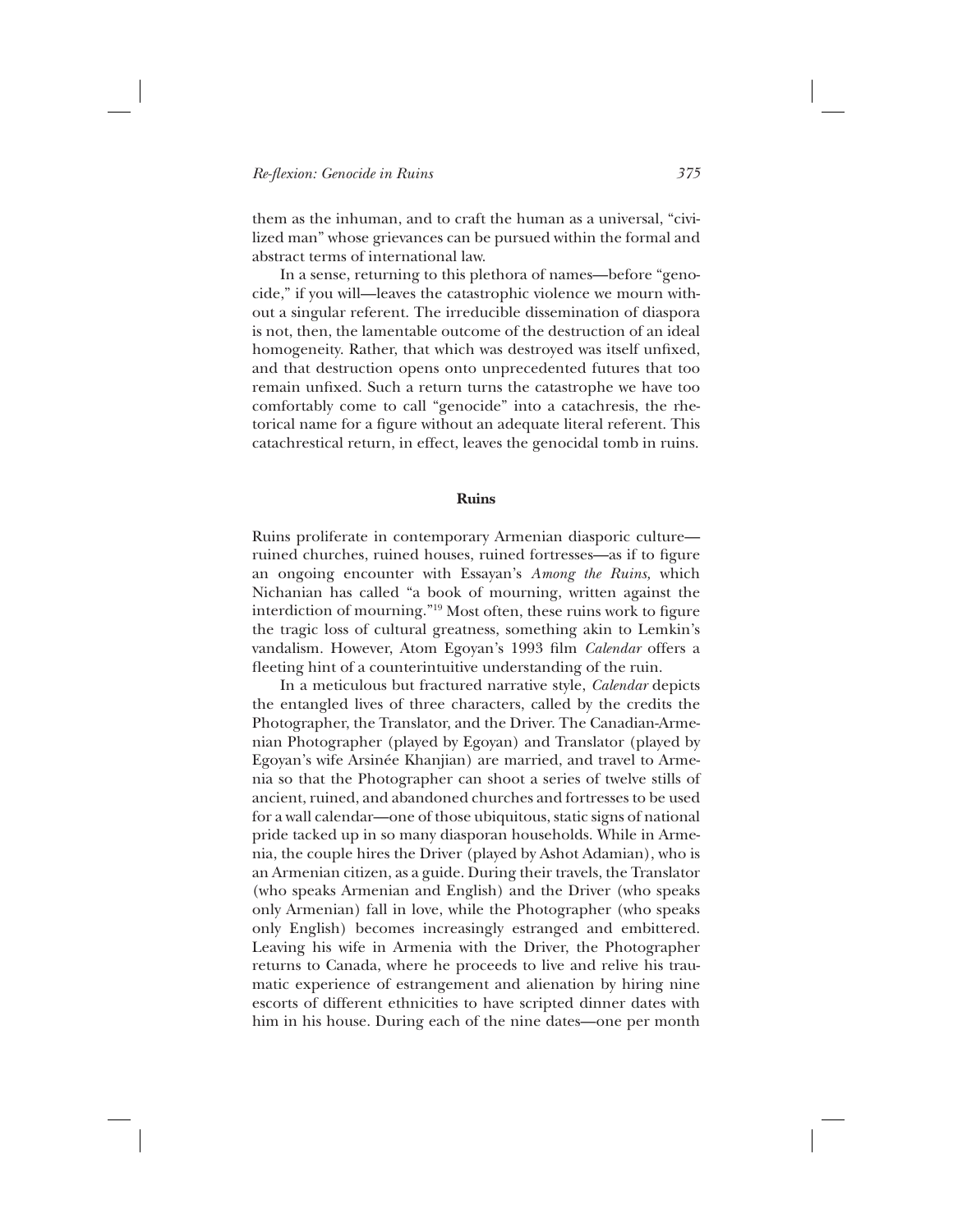them as the inhuman, and to craft the human as a universal, "civilized man" whose grievances can be pursued within the formal and abstract terms of international law.

In a sense, returning to this plethora of names—before "genocide," if you will—leaves the catastrophic violence we mourn without a singular referent. The irreducible dissemination of diaspora is not, then, the lamentable outcome of the destruction of an ideal homogeneity. Rather, that which was destroyed was itself unfixed, and that destruction opens onto unprecedented futures that too remain unfixed. Such a return turns the catastrophe we have too comfortably come to call "genocide" into a catachresis, the rhetorical name for a figure without an adequate literal referent. This catachrestical return, in effect, leaves the genocidal tomb in ruins.

## Ruins

Ruins proliferate in contemporary Armenian diasporic culture—ruined churches, ruined houses, ruined fortresses—as if to figure an ongoing encounter with Essayan's *Among the Ruins,* which Nichanian has called "a book of mourning, written against the interdiction of mourning."[19] Most often, these ruins work to figure the tragic loss of cultural greatness, something akin to Lemkin's vandalism. However, Atom Egoyan's 1993 film *Calendar* offers a fleeting hint of a counterintuitive understanding of the ruin.

In a meticulous but fractured narrative style, *Calendar* depicts the entangled lives of three characters, called by the credits the Photographer, the Translator, and the Driver. The Canadian-Armenian Photographer (played by Egoyan) and Translator (played by Egoyan's wife Arsinée Khanjian) are married, and travel to Armenia so that the Photographer can shoot a series of twelve stills of ancient, ruined, and abandoned churches and fortresses to be used for a wall calendar—one of those ubiquitous, static signs of national pride tacked up in so many diasporan households. While in Armenia, the couple hires the Driver (played by Ashot Adamian), who is an Armenian citizen, as a guide. During their travels, the Translator (who speaks Armenian and English) and the Driver (who speaks only Armenian) fall in love, while the Photographer (who speaks only English) becomes increasingly estranged and embittered. Leaving his wife in Armenia with the Driver, the Photographer returns to Canada, where he proceeds to live and relive his traumatic experience of estrangement and alienation by hiring nine escorts of different ethnicities to have scripted dinner dates with him in his house. During each of the nine dates—one per month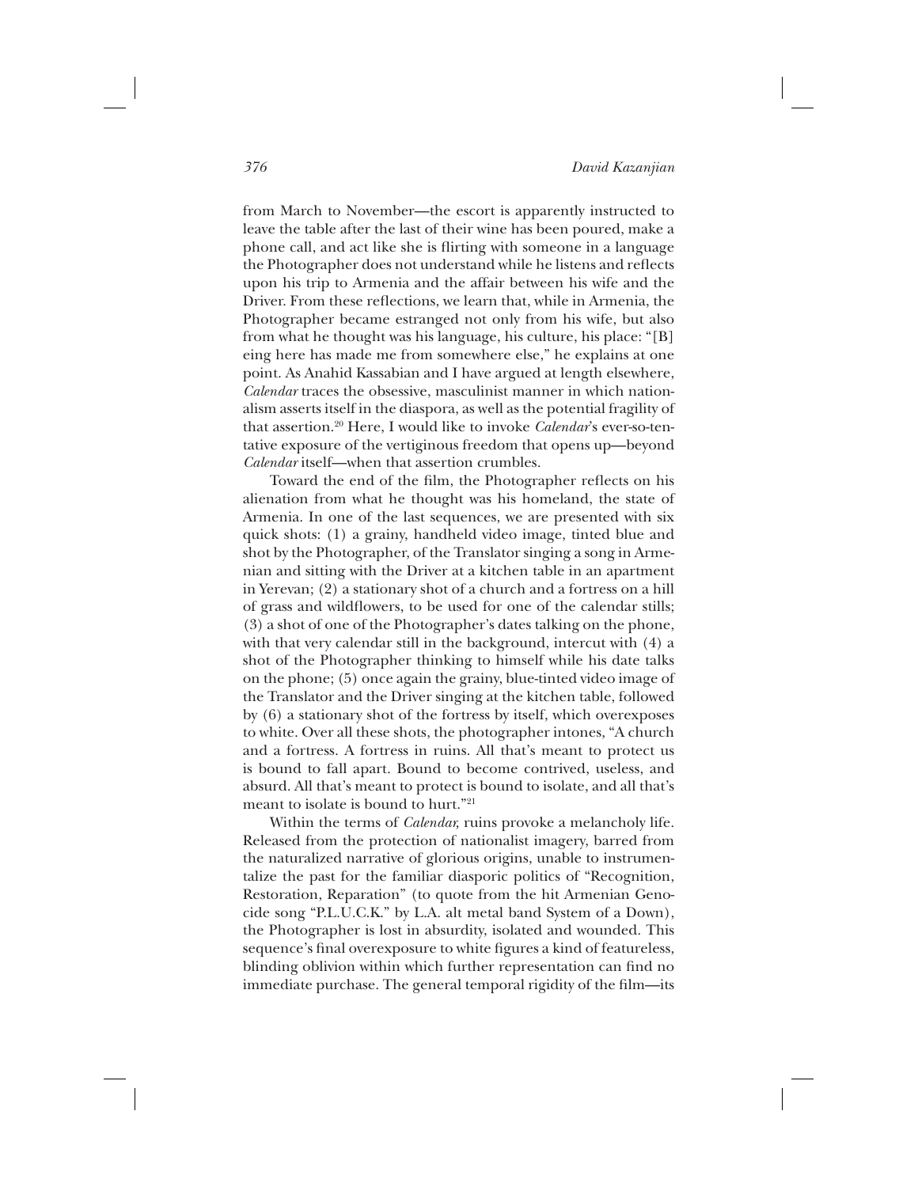from March to November—the escort is apparently instructed to leave the table after the last of their wine has been poured, make a phone call, and act like she is flirting with someone in a language the Photographer does not understand while he listens and reflects upon his trip to Armenia and the affair between his wife and the Driver. From these reflections, we learn that, while in Armenia, the Photographer became estranged not only from his wife, but also from what he thought was his language, his culture, his place: "[B]eing here has made me from somewhere else," he explains at one point. As Anahid Kassabian and I have argued at length elsewhere, *Calendar* traces the obsessive, masculinist manner in which nationalism asserts itself in the diaspora, as well as the potential fragility of that assertion.[20] Here, I would like to invoke *Calendar*'s ever-so-tentative exposure of the vertiginous freedom that opens up—beyond *Calendar* itself—when that assertion crumbles.

Toward the end of the film, the Photographer reflects on his alienation from what he thought was his homeland, the state of Armenia. In one of the last sequences, we are presented with six quick shots: (1) a grainy, handheld video image, tinted blue and shot by the Photographer, of the Translator singing a song in Armenian and sitting with the Driver at a kitchen table in an apartment in Yerevan; (2) a stationary shot of a church and a fortress on a hill of grass and wildflowers, to be used for one of the calendar stills; (3) a shot of one of the Photographer's dates talking on the phone, with that very calendar still in the background, intercut with (4) a shot of the Photographer thinking to himself while his date talks on the phone; (5) once again the grainy, blue-tinted video image of the Translator and the Driver singing at the kitchen table, followed by (6) a stationary shot of the fortress by itself, which overexposes to white. Over all these shots, the photographer intones, "A church and a fortress. A fortress in ruins. All that's meant to protect us is bound to fall apart. Bound to become contrived, useless, and absurd. All that's meant to protect is bound to isolate, and all that's meant to isolate is bound to hurt."[21]

Within the terms of *Calendar,* ruins provoke a melancholy life. Released from the protection of nationalist imagery, barred from the naturalized narrative of glorious origins, unable to instrumentalize the past for the familiar diasporic politics of "Recognition, Restoration, Reparation" (to quote from the hit Armenian Genocide song "P.L.U.C.K." by L.A. alt metal band System of a Down), the Photographer is lost in absurdity, isolated and wounded. This sequence's final overexposure to white figures a kind of featureless, blinding oblivion within which further representation can find no immediate purchase. The general temporal rigidity of the film—its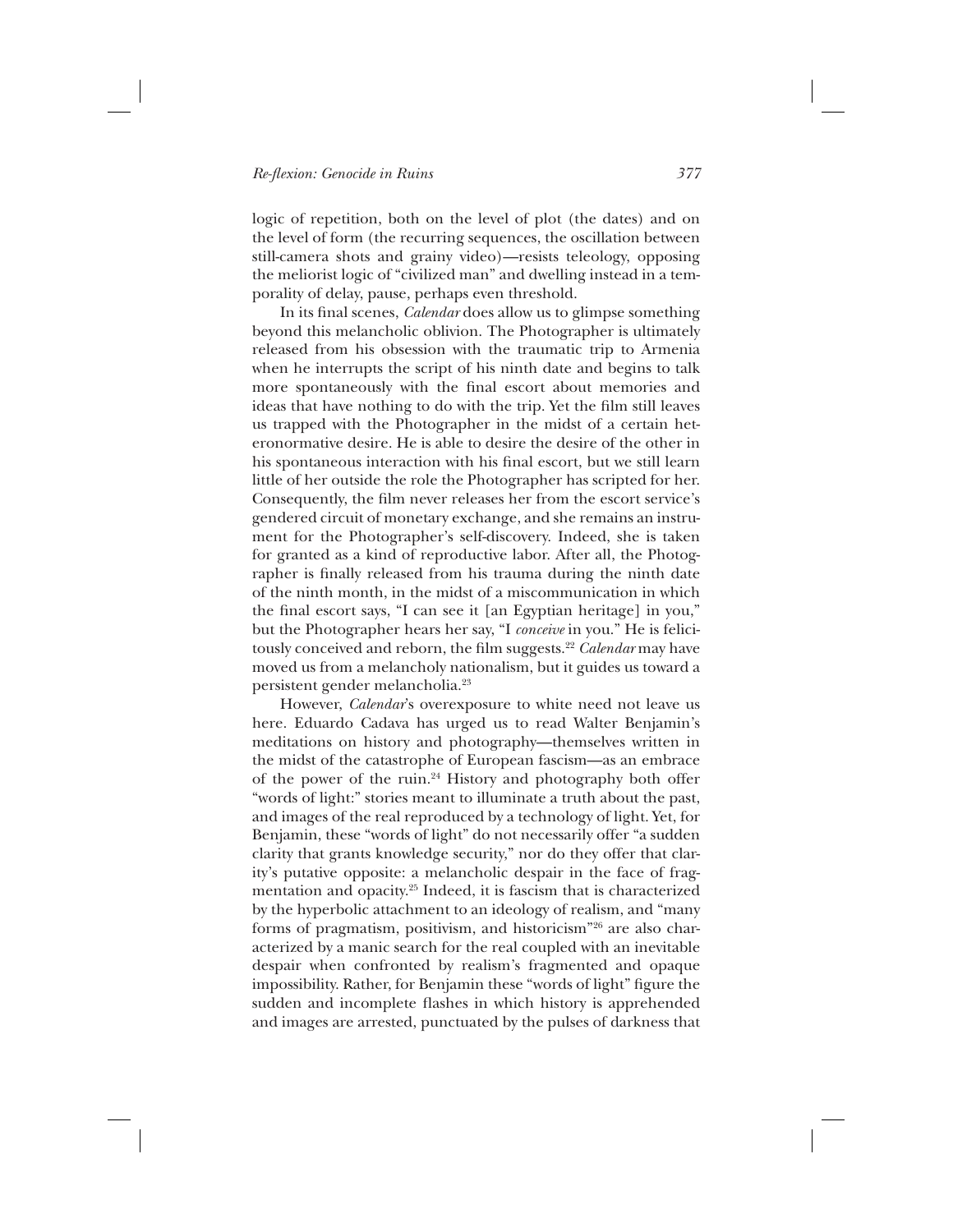logic of repetition, both on the level of plot (the dates) and on the level of form (the recurring sequences, the oscillation between still-camera shots and grainy video)—resists teleology, opposing the meliorist logic of "civilized man" and dwelling instead in a temporality of delay, pause, perhaps even threshold.

In its final scenes, *Calendar* does allow us to glimpse something beyond this melancholic oblivion. The Photographer is ultimately released from his obsession with the traumatic trip to Armenia when he interrupts the script of his ninth date and begins to talk more spontaneously with the final escort about memories and ideas that have nothing to do with the trip. Yet the film still leaves us trapped with the Photographer in the midst of a certain heteronormative desire. He is able to desire the desire of the other in his spontaneous interaction with his final escort, but we still learn little of her outside the role the Photographer has scripted for her. Consequently, the film never releases her from the escort service's gendered circuit of monetary exchange, and she remains an instrument for the Photographer's self-discovery. Indeed, she is taken for granted as a kind of reproductive labor. After all, the Photographer is finally released from his trauma during the ninth date of the ninth month, in the midst of a miscommunication in which the final escort says, "I can see it [an Egyptian heritage] in you," but the Photographer hears her say, "I *conceive* in you." He is felicitously conceived and reborn, the film suggests.[22] *Calendar* may have moved us from a melancholy nationalism, but it guides us toward a persistent gender melancholia.[23]

However, *Calendar*'s overexposure to white need not leave us here. Eduardo Cadava has urged us to read Walter Benjamin's meditations on history and photography—themselves written in the midst of the catastrophe of European fascism—as an embrace of the power of the ruin.[24] History and photography both offer "words of light:" stories meant to illuminate a truth about the past, and images of the real reproduced by a technology of light. Yet, for Benjamin, these "words of light" do not necessarily offer "a sudden clarity that grants knowledge security," nor do they offer that clarity's putative opposite: a melancholic despair in the face of fragmentation and opacity.[25] Indeed, it is fascism that is characterized by the hyperbolic attachment to an ideology of realism, and "many forms of pragmatism, positivism, and historicism"[26] are also characterized by a manic search for the real coupled with an inevitable despair when confronted by realism's fragmented and opaque impossibility. Rather, for Benjamin these "words of light" figure the sudden and incomplete flashes in which history is apprehended and images are arrested, punctuated by the pulses of darkness that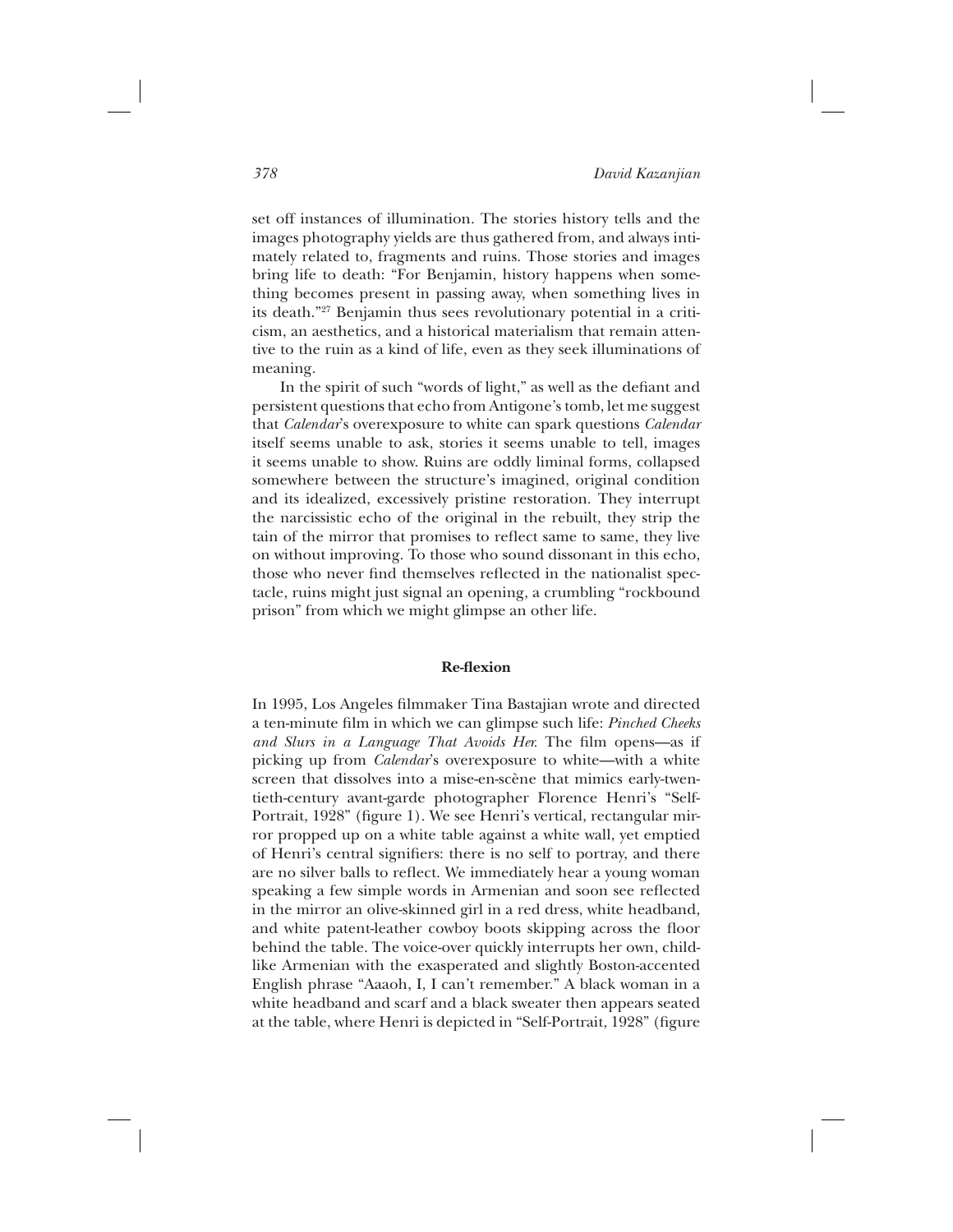set off instances of illumination. The stories history tells and the images photography yields are thus gathered from, and always intimately related to, fragments and ruins. Those stories and images bring life to death: "For Benjamin, history happens when something becomes present in passing away, when something lives in its death."[27] Benjamin thus sees revolutionary potential in a criticism, an aesthetics, and a historical materialism that remain attentive to the ruin as a kind of life, even as they seek illuminations of meaning.

In the spirit of such "words of light," as well as the defiant and persistent questions that echo from Antigone's tomb, let me suggest that *Calendar*'s overexposure to white can spark questions *Calendar* itself seems unable to ask, stories it seems unable to tell, images it seems unable to show. Ruins are oddly liminal forms, collapsed somewhere between the structure's imagined, original condition and its idealized, excessively pristine restoration. They interrupt the narcissistic echo of the original in the rebuilt, they strip the tain of the mirror that promises to reflect same to same, they live on without improving. To those who sound dissonant in this echo, those who never find themselves reflected in the nationalist spectacle, ruins might just signal an opening, a crumbling "rockbound prison" from which we might glimpse an other life.

## Re-flexion

In 1995, Los Angeles filmmaker Tina Bastajian wrote and directed a ten-minute film in which we can glimpse such life: *Pinched Cheeks and Slurs in a Language That Avoids Her.* The film opens—as if picking up from *Calendar*'s overexposure to white—with a white screen that dissolves into a mise-en-scène that mimics early-twentieth-century avant-garde photographer Florence Henri's "Self-Portrait, 1928" (figure 1). We see Henri's vertical, rectangular mirror propped up on a white table against a white wall, yet emptied of Henri's central signifiers: there is no self to portray, and there are no silver balls to reflect. We immediately hear a young woman speaking a few simple words in Armenian and soon see reflected in the mirror an olive-skinned girl in a red dress, white headband, and white patent-leather cowboy boots skipping across the floor behind the table. The voice-over quickly interrupts her own, childlike Armenian with the exasperated and slightly Boston-accented English phrase "Aaaoh, I, I can't remember." A black woman in a white headband and scarf and a black sweater then appears seated at the table, where Henri is depicted in "Self-Portrait, 1928" (figure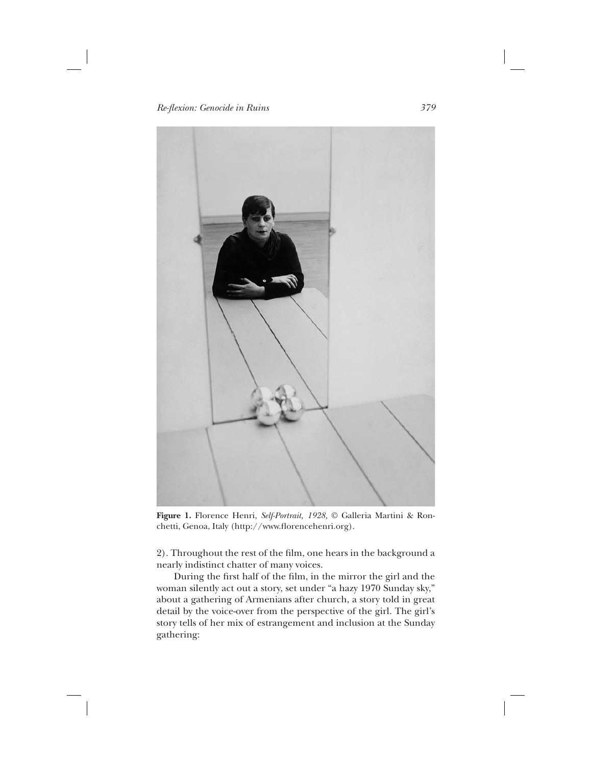**Figure 1.** Florence Henri, *Self-Portrait, 1928,* © Galleria Martini & Ronchetti, Genoa, Italy (http://www.florencehenri.org).

2). Throughout the rest of the film, one hears in the background a nearly indistinct chatter of many voices.

During the first half of the film, in the mirror the girl and the woman silently act out a story, set under "a hazy 1970 Sunday sky," about a gathering of Armenians after church, a story told in great detail by the voice-over from the perspective of the girl. The girl's story tells of her mix of estrangement and inclusion at the Sunday gathering: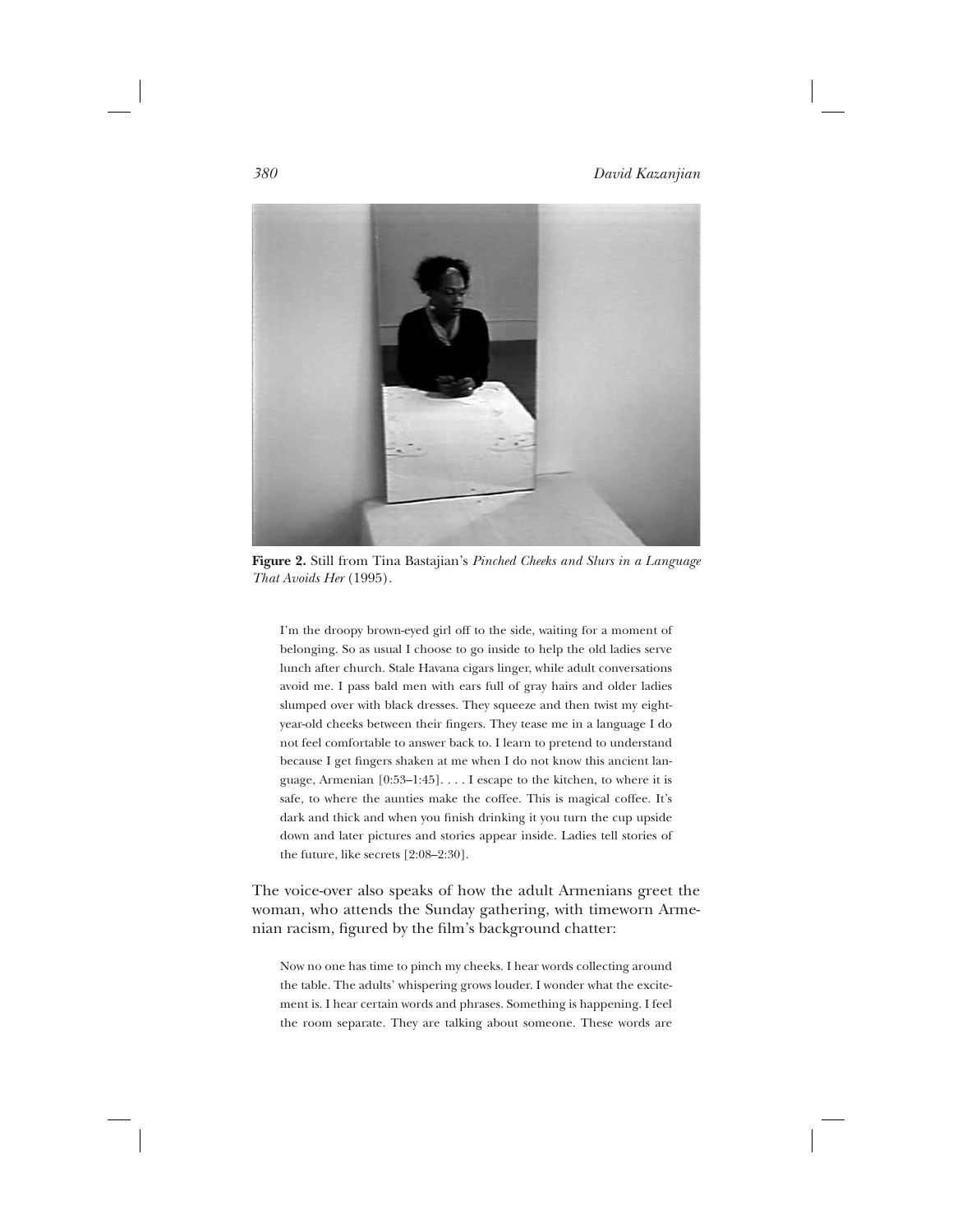**Figure 2.** Still from Tina Bastajian's *Pinched Cheeks and Slurs in a Language That Avoids Her* (1995).

> I'm the droopy brown-eyed girl off to the side, waiting for a moment of belonging. So as usual I choose to go inside to help the old ladies serve lunch after church. Stale Havana cigars linger, while adult conversations avoid me. I pass bald men with ears full of gray hairs and older ladies slumped over with black dresses. They squeeze and then twist my eight-year-old cheeks between their fingers. They tease me in a language I do not feel comfortable to answer back to. I learn to pretend to understand because I get fingers shaken at me when I do not know this ancient language, Armenian [0:53–1:45]. . . . I escape to the kitchen, to where it is safe, to where the aunties make the coffee. This is magical coffee. It's dark and thick and when you finish drinking it you turn the cup upside down and later pictures and stories appear inside. Ladies tell stories of the future, like secrets [2:08–2:30].

The voice-over also speaks of how the adult Armenians greet the woman, who attends the Sunday gathering, with timeworn Armenian racism, figured by the film's background chatter:

> Now no one has time to pinch my cheeks. I hear words collecting around the table. The adults' whispering grows louder. I wonder what the excitement is. I hear certain words and phrases. Something is happening. I feel the room separate. They are talking about someone. These words are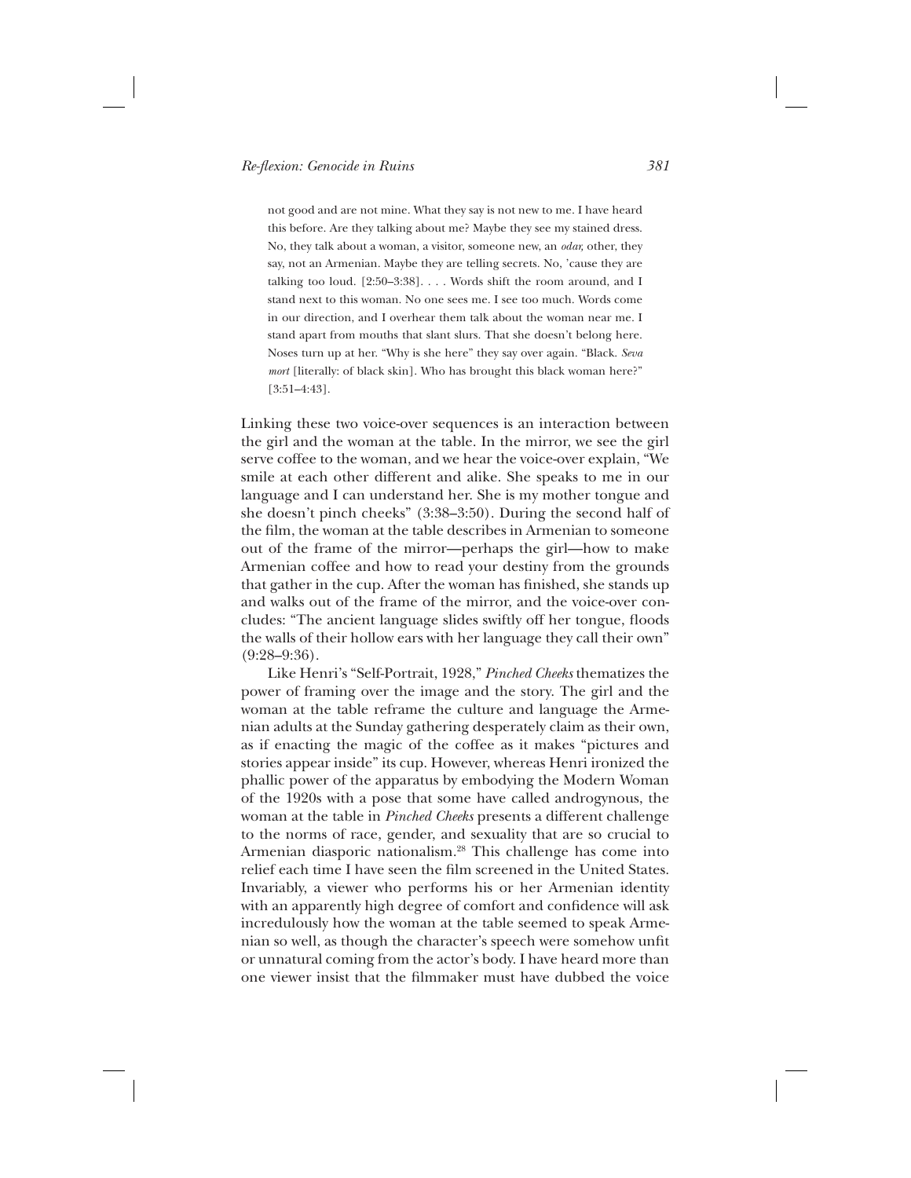> not good and are not mine. What they say is not new to me. I have heard this before. Are they talking about me? Maybe they see my stained dress. No, they talk about a woman, a visitor, someone new, an *odar,* other, they say, not an Armenian. Maybe they are telling secrets. No, 'cause they are talking too loud. [2:50–3:38]. . . . Words shift the room around, and I stand next to this woman. No one sees me. I see too much. Words come in our direction, and I overhear them talk about the woman near me. I stand apart from mouths that slant slurs. That she doesn't belong here. Noses turn up at her. "Why is she here" they say over again. "Black. *Seva mort* [literally: of black skin]. Who has brought this black woman here?" [3:51–4:43].

Linking these two voice-over sequences is an interaction between the girl and the woman at the table. In the mirror, we see the girl serve coffee to the woman, and we hear the voice-over explain, "We smile at each other different and alike. She speaks to me in our language and I can understand her. She is my mother tongue and she doesn't pinch cheeks" (3:38–3:50). During the second half of the film, the woman at the table describes in Armenian to someone out of the frame of the mirror—perhaps the girl—how to make Armenian coffee and how to read your destiny from the grounds that gather in the cup. After the woman has finished, she stands up and walks out of the frame of the mirror, and the voice-over concludes: "The ancient language slides swiftly off her tongue, floods the walls of their hollow ears with her language they call their own" (9:28–9:36).

Like Henri's "Self-Portrait, 1928," *Pinched Cheeks* thematizes the power of framing over the image and the story. The girl and the woman at the table reframe the culture and language the Armenian adults at the Sunday gathering desperately claim as their own, as if enacting the magic of the coffee as it makes "pictures and stories appear inside" its cup. However, whereas Henri ironized the phallic power of the apparatus by embodying the Modern Woman of the 1920s with a pose that some have called androgynous, the woman at the table in *Pinched Cheeks* presents a different challenge to the norms of race, gender, and sexuality that are so crucial to Armenian diasporic nationalism.[28] This challenge has come into relief each time I have seen the film screened in the United States. Invariably, a viewer who performs his or her Armenian identity with an apparently high degree of comfort and confidence will ask incredulously how the woman at the table seemed to speak Armenian so well, as though the character's speech were somehow unfit or unnatural coming from the actor's body. I have heard more than one viewer insist that the filmmaker must have dubbed the voice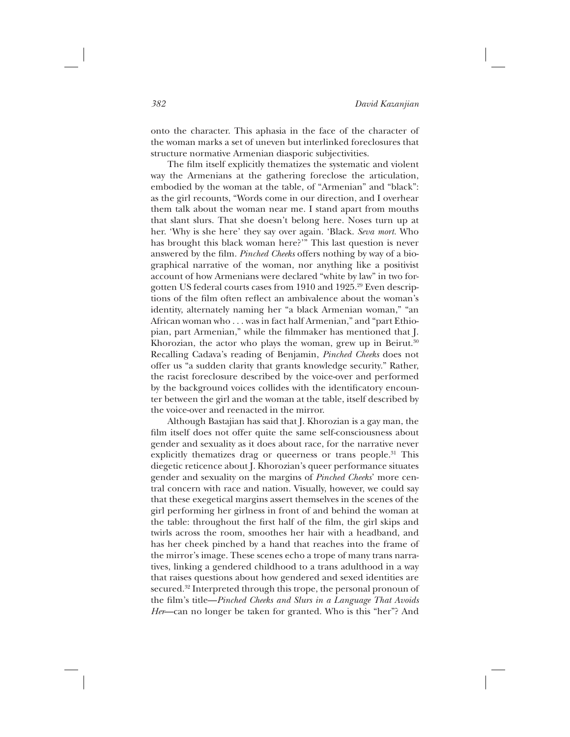onto the character. This aphasia in the face of the character of the woman marks a set of uneven but interlinked foreclosures that structure normative Armenian diasporic subjectivities.

The film itself explicitly thematizes the systematic and violent way the Armenians at the gathering foreclose the articulation, embodied by the woman at the table, of "Armenian" and "black": as the girl recounts, "Words come in our direction, and I overhear them talk about the woman near me. I stand apart from mouths that slant slurs. That she doesn't belong here. Noses turn up at her. 'Why is she here' they say over again. 'Black. *Seva mort.* Who has brought this black woman here?'" This last question is never answered by the film. *Pinched Cheeks* offers nothing by way of a biographical narrative of the woman, nor anything like a positivist account of how Armenians were declared "white by law" in two forgotten US federal courts cases from 1910 and 1925.[29] Even descriptions of the film often reflect an ambivalence about the woman's identity, alternately naming her "a black Armenian woman," "an African woman who . . . was in fact half Armenian," and "part Ethiopian, part Armenian," while the filmmaker has mentioned that J. Khorozian, the actor who plays the woman, grew up in Beirut.[30] Recalling Cadava's reading of Benjamin, *Pinched Cheeks* does not offer us "a sudden clarity that grants knowledge security." Rather, the racist foreclosure described by the voice-over and performed by the background voices collides with the identificatory encounter between the girl and the woman at the table, itself described by the voice-over and reenacted in the mirror.

Although Bastajian has said that J. Khorozian is a gay man, the film itself does not offer quite the same self-consciousness about gender and sexuality as it does about race, for the narrative never explicitly thematizes drag or queerness or trans people.[31] This diegetic reticence about J. Khorozian's queer performance situates gender and sexuality on the margins of *Pinched Cheeks*' more central concern with race and nation. Visually, however, we could say that these exegetical margins assert themselves in the scenes of the girl performing her girlness in front of and behind the woman at the table: throughout the first half of the film, the girl skips and twirls across the room, smoothes her hair with a headband, and has her cheek pinched by a hand that reaches into the frame of the mirror's image. These scenes echo a trope of many trans narratives, linking a gendered childhood to a trans adulthood in a way that raises questions about how gendered and sexed identities are secured.[32] Interpreted through this trope, the personal pronoun of the film's title—*Pinched Cheeks and Slurs in a Language That Avoids Her*—can no longer be taken for granted. Who is this "her"? And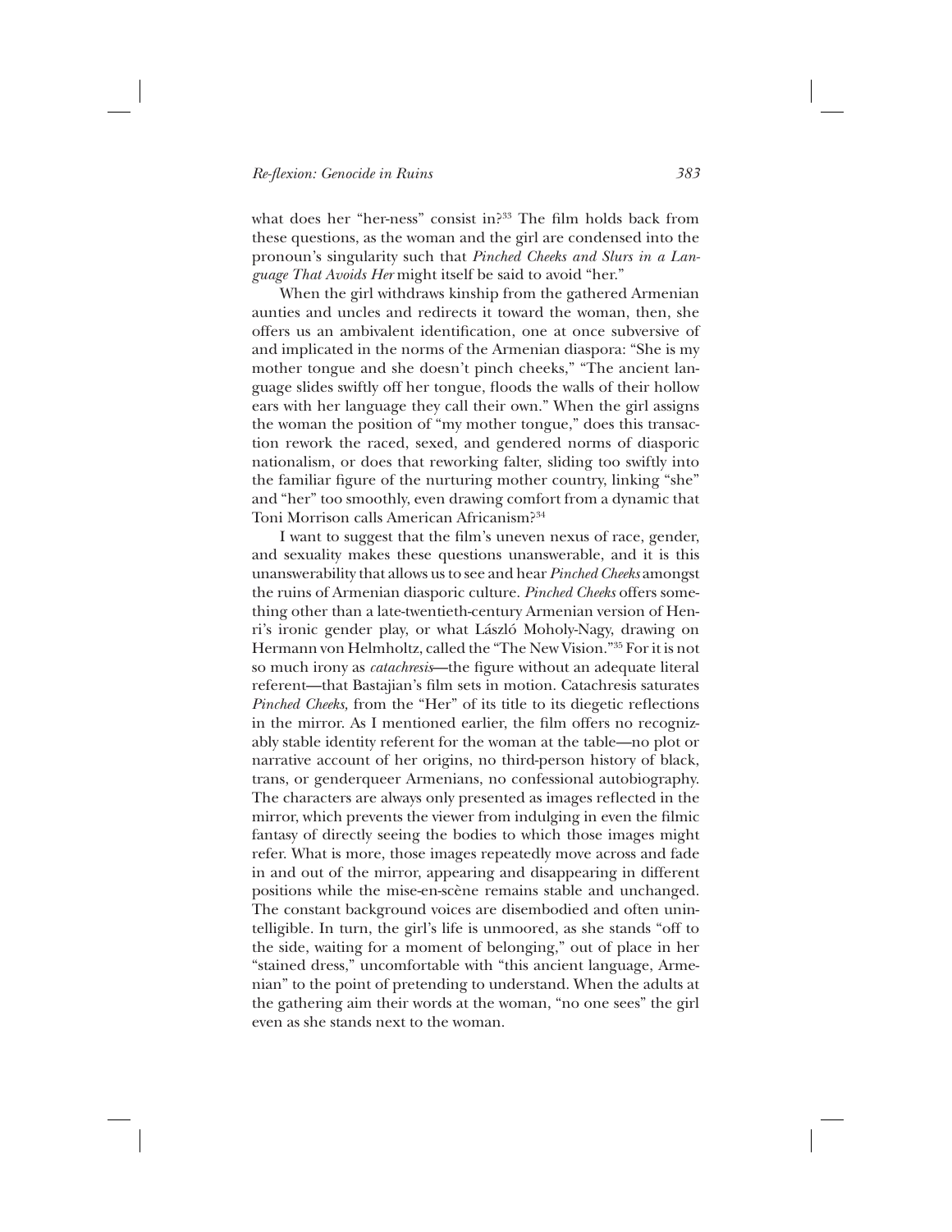what does her "her-ness" consist in?[33] The film holds back from these questions, as the woman and the girl are condensed into the pronoun's singularity such that *Pinched Cheeks and Slurs in a Language That Avoids Her* might itself be said to avoid "her."

When the girl withdraws kinship from the gathered Armenian aunties and uncles and redirects it toward the woman, then, she offers us an ambivalent identification, one at once subversive of and implicated in the norms of the Armenian diaspora: "She is my mother tongue and she doesn't pinch cheeks," "The ancient language slides swiftly off her tongue, floods the walls of their hollow ears with her language they call their own." When the girl assigns the woman the position of "my mother tongue," does this transaction rework the raced, sexed, and gendered norms of diasporic nationalism, or does that reworking falter, sliding too swiftly into the familiar figure of the nurturing mother country, linking "she" and "her" too smoothly, even drawing comfort from a dynamic that Toni Morrison calls American Africanism?[34]

I want to suggest that the film's uneven nexus of race, gender, and sexuality makes these questions unanswerable, and it is this unanswerability that allows us to see and hear *Pinched Cheeks* amongst the ruins of Armenian diasporic culture. *Pinched Cheeks* offers something other than a late-twentieth-century Armenian version of Henri's ironic gender play, or what László Moholy-Nagy, drawing on Hermann von Helmholtz, called the "The New Vision."[35] For it is not so much irony as *catachresis*—the figure without an adequate literal referent—that Bastajian's film sets in motion. Catachresis saturates *Pinched Cheeks,* from the "Her" of its title to its diegetic reflections in the mirror. As I mentioned earlier, the film offers no recognizably stable identity referent for the woman at the table—no plot or narrative account of her origins, no third-person history of black, trans, or genderqueer Armenians, no confessional autobiography. The characters are always only presented as images reflected in the mirror, which prevents the viewer from indulging in even the filmic fantasy of directly seeing the bodies to which those images might refer. What is more, those images repeatedly move across and fade in and out of the mirror, appearing and disappearing in different positions while the mise-en-scène remains stable and unchanged. The constant background voices are disembodied and often unintelligible. In turn, the girl's life is unmoored, as she stands "off to the side, waiting for a moment of belonging," out of place in her "stained dress," uncomfortable with "this ancient language, Armenian" to the point of pretending to understand. When the adults at the gathering aim their words at the woman, "no one sees" the girl even as she stands next to the woman.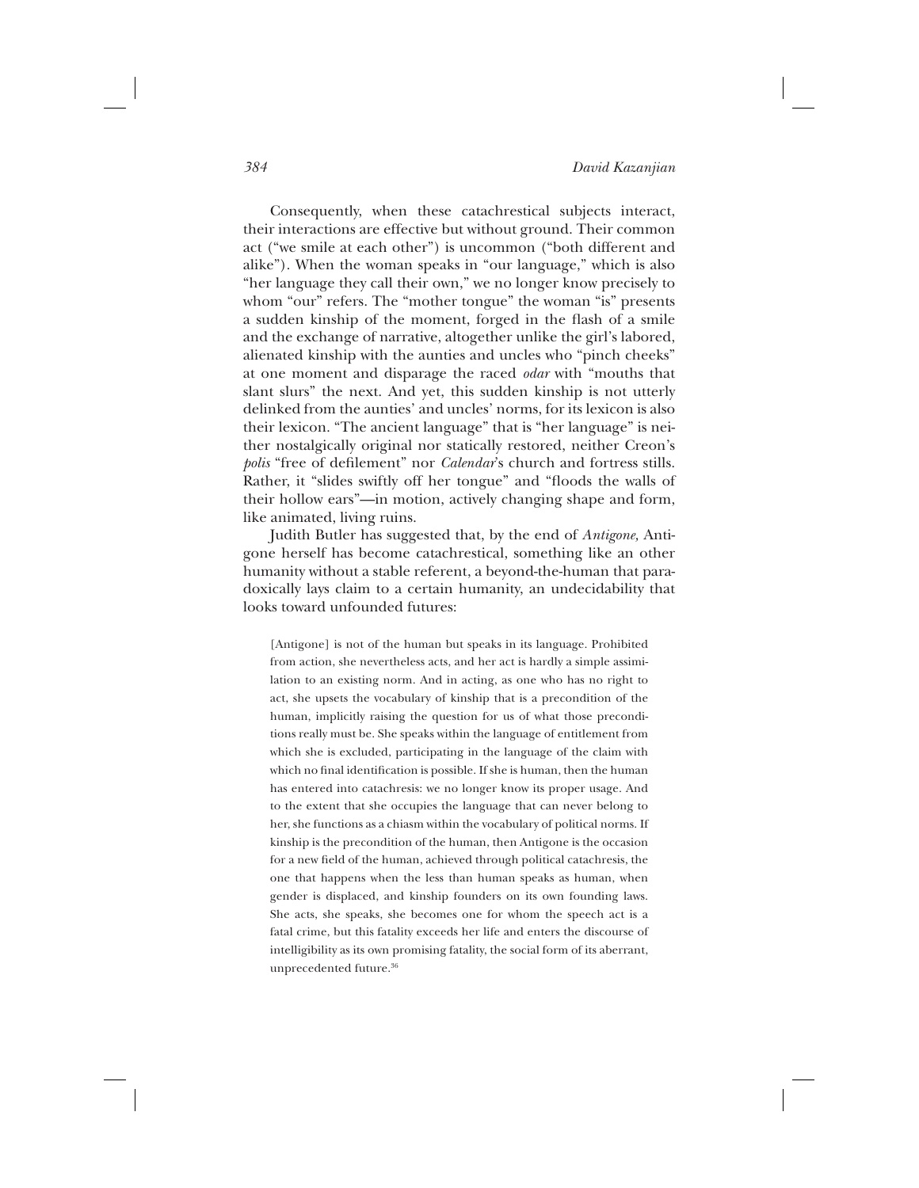Consequently, when these catachrestical subjects interact, their interactions are effective but without ground. Their common act ("we smile at each other") is uncommon ("both different and alike"). When the woman speaks in "our language," which is also "her language they call their own," we no longer know precisely to whom "our" refers. The "mother tongue" the woman "is" presents a sudden kinship of the moment, forged in the flash of a smile and the exchange of narrative, altogether unlike the girl's labored, alienated kinship with the aunties and uncles who "pinch cheeks" at one moment and disparage the raced *odar* with "mouths that slant slurs" the next. And yet, this sudden kinship is not utterly delinked from the aunties' and uncles' norms, for its lexicon is also their lexicon. "The ancient language" that is "her language" is neither nostalgically original nor statically restored, neither Creon's *polis* "free of defilement" nor *Calendar*'s church and fortress stills. Rather, it "slides swiftly off her tongue" and "floods the walls of their hollow ears"—in motion, actively changing shape and form, like animated, living ruins.

Judith Butler has suggested that, by the end of *Antigone,* Antigone herself has become catachrestical, something like an other humanity without a stable referent, a beyond-the-human that paradoxically lays claim to a certain humanity, an undecidability that looks toward unfounded futures:

> [Antigone] is not of the human but speaks in its language. Prohibited from action, she nevertheless acts, and her act is hardly a simple assimilation to an existing norm. And in acting, as one who has no right to act, she upsets the vocabulary of kinship that is a precondition of the human, implicitly raising the question for us of what those preconditions really must be. She speaks within the language of entitlement from which she is excluded, participating in the language of the claim with which no final identification is possible. If she is human, then the human has entered into catachresis: we no longer know its proper usage. And to the extent that she occupies the language that can never belong to her, she functions as a chiasm within the vocabulary of political norms. If kinship is the precondition of the human, then Antigone is the occasion for a new field of the human, achieved through political catachresis, the one that happens when the less than human speaks as human, when gender is displaced, and kinship founders on its own founding laws. She acts, she speaks, she becomes one for whom the speech act is a fatal crime, but this fatality exceeds her life and enters the discourse of intelligibility as its own promising fatality, the social form of its aberrant, unprecedented future.[36]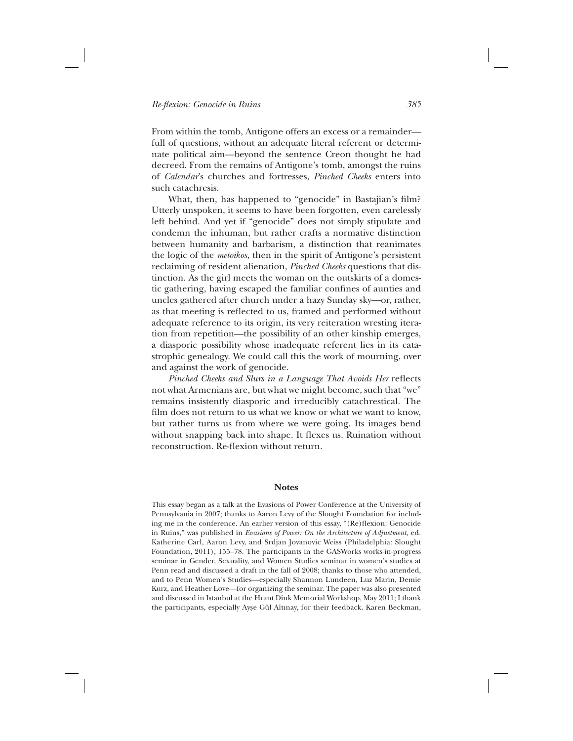From within the tomb, Antigone offers an excess or a remainder—full of questions, without an adequate literal referent or determinate political aim—beyond the sentence Creon thought he had decreed. From the remains of Antigone's tomb, amongst the ruins of *Calendar*'s churches and fortresses, *Pinched Cheeks* enters into such catachresis.

What, then, has happened to "genocide" in Bastajian's film? Utterly unspoken, it seems to have been forgotten, even carelessly left behind. And yet if "genocide" does not simply stipulate and condemn the inhuman, but rather crafts a normative distinction between humanity and barbarism, a distinction that reanimates the logic of the *metoikos,* then in the spirit of Antigone's persistent reclaiming of resident alienation, *Pinched Cheeks* questions that distinction. As the girl meets the woman on the outskirts of a domestic gathering, having escaped the familiar confines of aunties and uncles gathered after church under a hazy Sunday sky—or, rather, as that meeting is reflected to us, framed and performed without adequate reference to its origin, its very reiteration wresting iteration from repetition—the possibility of an other kinship emerges, a diasporic possibility whose inadequate referent lies in its catastrophic genealogy. We could call this the work of mourning, over and against the work of genocide.

*Pinched Cheeks and Slurs in a Language That Avoids Her* reflects not what Armenians are, but what we might become, such that "we" remains insistently diasporic and irreducibly catachrestical. The film does not return to us what we know or what we want to know, but rather turns us from where we were going. Its images bend without snapping back into shape. It flexes us. Ruination without reconstruction. Re-flexion without return.

## Notes

This essay began as a talk at the Evasions of Power Conference at the University of Pennsylvania in 2007; thanks to Aaron Levy of the Slought Foundation for including me in the conference. An earlier version of this essay, "(Re)flexion: Genocide in Ruins," was published in *Evasions of Power: On the Architecture of Adjustment,* ed. Katherine Carl, Aaron Levy, and Srdjan Jovanovic Weiss (Philadelphia: Slought Foundation, 2011), 155–78. The participants in the GASWorks works-in-progress seminar in Gender, Sexuality, and Women Studies seminar in women's studies at Penn read and discussed a draft in the fall of 2008; thanks to those who attended, and to Penn Women's Studies—especially Shannon Lundeen, Luz Marin, Demie Kurz, and Heather Love—for organizing the seminar. The paper was also presented and discussed in Istanbul at the Hrant Dink Memorial Workshop, May 2011; I thank the participants, especially Ayşe Gül Altınay, for their feedback. Karen Beckman,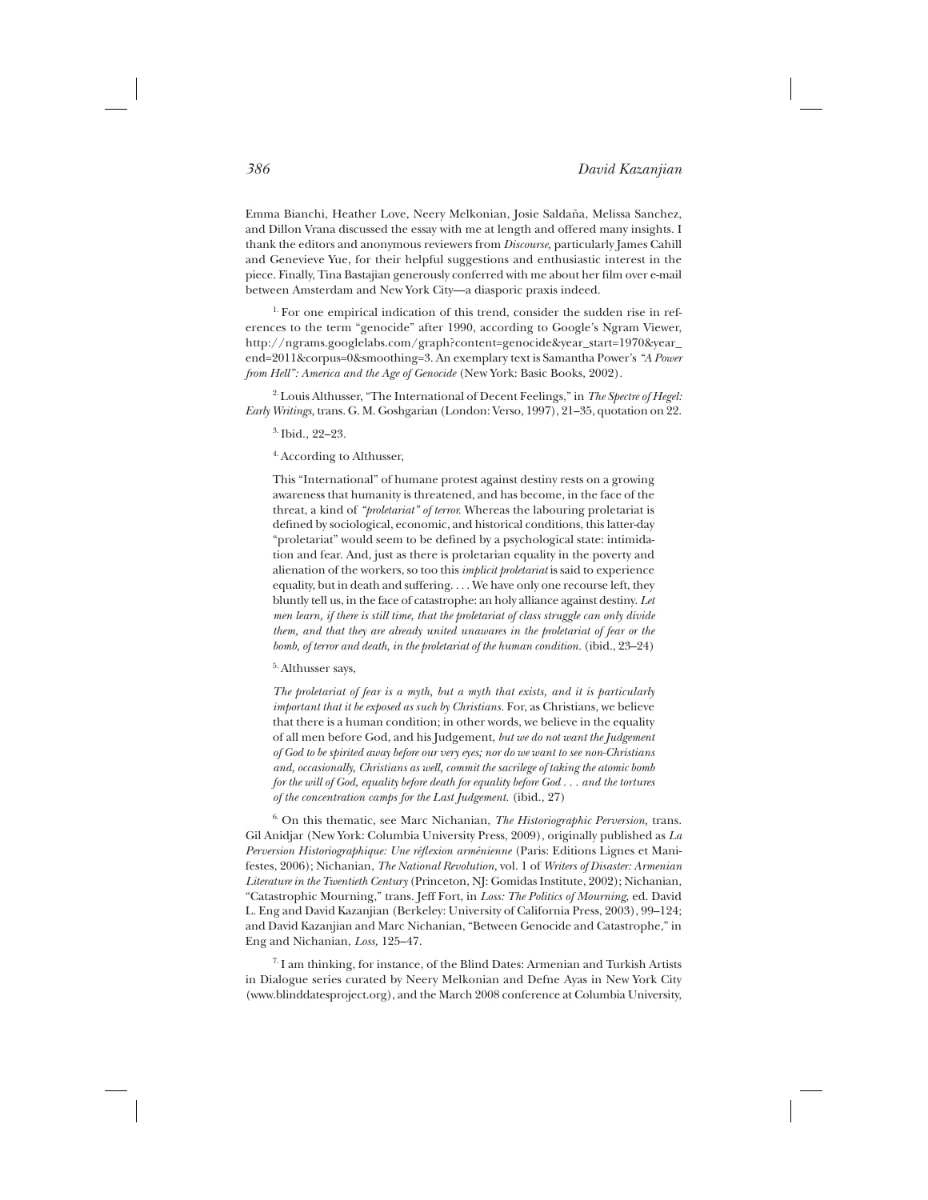Emma Bianchi, Heather Love, Neery Melkonian, Josie Saldaña, Melissa Sanchez, and Dillon Vrana discussed the essay with me at length and offered many insights. I thank the editors and anonymous reviewers from *Discourse,* particularly James Cahill and Genevieve Yue, for their helpful suggestions and enthusiastic interest in the piece. Finally, Tina Bastajian generously conferred with me about her film over e-mail between Amsterdam and New York City—a diasporic praxis indeed.

1. For one empirical indication of this trend, consider the sudden rise in references to the term "genocide" after 1990, according to Google's Ngram Viewer, http://ngrams.googlelabs.com/graph?content=genocide&year_start=1970&year_end=2011&corpus=0&smoothing=3. An exemplary text is Samantha Power's *"A Power from Hell": America and the Age of Genocide* (New York: Basic Books, 2002).

2. Louis Althusser, "The International of Decent Feelings," in *The Spectre of Hegel: Early Writings,* trans. G. M. Goshgarian (London: Verso, 1997), 21–35, quotation on 22.

3. Ibid., 22–23.

4. According to Althusser,

> This "International" of humane protest against destiny rests on a growing awareness that humanity is threatened, and has become, in the face of the threat, a kind of *"proletariat" of terror.* Whereas the labouring proletariat is defined by sociological, economic, and historical conditions, this latter-day "proletariat" would seem to be defined by a psychological state: intimidation and fear. And, just as there is proletarian equality in the poverty and alienation of the workers, so too this *implicit proletariat* is said to experience equality, but in death and suffering. . . . We have only one recourse left, they bluntly tell us, in the face of catastrophe: an holy alliance against destiny. *Let men learn, if there is still time, that the proletariat of class struggle can only divide them, and that they are already united unawares in the proletariat of fear or the bomb, of terror and death, in the proletariat of the human condition.* (ibid., 23–24)

5. Althusser says,

> *The proletariat of fear is a myth, but a myth that exists, and it is particularly important that it be exposed as such by Christians.* For, as Christians, we believe that there is a human condition; in other words, we believe in the equality of all men before God, and his Judgement, *but we do not want the Judgement of God to be spirited away before our very eyes; nor do we want to see non-Christians and, occasionally, Christians as well, commit the sacrilege of taking the atomic bomb for the will of God, equality before death for equality before God . . . and the tortures of the concentration camps for the Last Judgement.* (ibid., 27)

6. On this thematic, see Marc Nichanian, *The Historiographic Perversion,* trans. Gil Anidjar (New York: Columbia University Press, 2009), originally published as *La Perversion Historiographique: Une réflexion arménienne* (Paris: Editions Lignes et Manifestes, 2006); Nichanian, *The National Revolution,* vol. 1 of *Writers of Disaster: Armenian Literature in the Twentieth Century* (Princeton, NJ: Gomidas Institute, 2002); Nichanian, "Catastrophic Mourning," trans. Jeff Fort, in *Loss: The Politics of Mourning,* ed. David L. Eng and David Kazanjian (Berkeley: University of California Press, 2003), 99–124; and David Kazanjian and Marc Nichanian, "Between Genocide and Catastrophe," in Eng and Nichanian, *Loss,* 125–47.

7. I am thinking, for instance, of the Blind Dates: Armenian and Turkish Artists in Dialogue series curated by Neery Melkonian and Defne Ayas in New York City (www.blinddatesproject.org), and the March 2008 conference at Columbia University,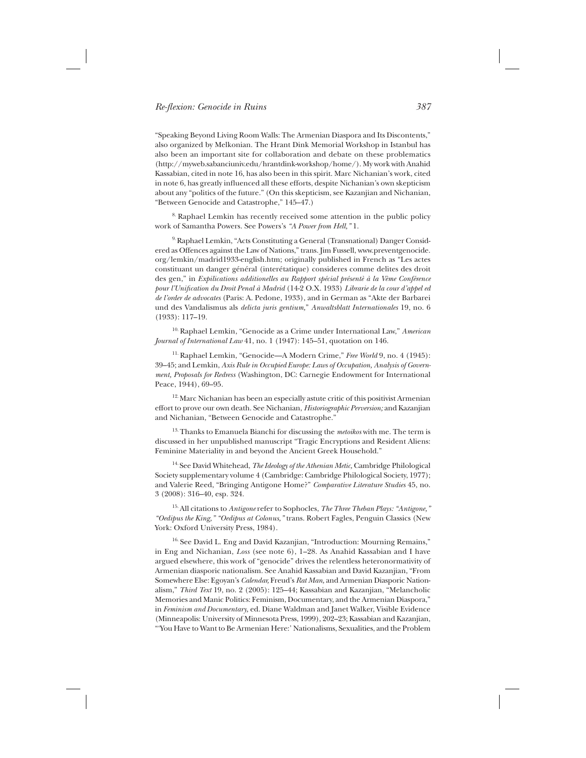"Speaking Beyond Living Room Walls: The Armenian Diaspora and Its Discontents," also organized by Melkonian. The Hrant Dink Memorial Workshop in Istanbul has also been an important site for collaboration and debate on these problematics (http://myweb.sabanciuniv.edu/hrantdink-workshop/home/). My work with Anahid Kassabian, cited in note 16, has also been in this spirit. Marc Nichanian's work, cited in note 6, has greatly influenced all these efforts, despite Nichanian's own skepticism about any "politics of the future." (On this skepticism, see Kazanjian and Nichanian, "Between Genocide and Catastrophe," 145–47.)

8. Raphael Lemkin has recently received some attention in the public policy work of Samantha Powers. See Powers's *"A Power from Hell,"* 1.

9. Raphael Lemkin, "Acts Constituting a General (Transnational) Danger Considered as Offences against the Law of Nations," trans. Jim Fussell, www.preventgenocide.org/lemkin/madrid1933-english.htm; originally published in French as "Les actes constituant un danger général (interétatique) consideres comme delites des droit des gen," in *Explications additionelles au Rapport spécial présentè à la Vème Conférence pour l'Unification du Droit Penal à Madrid* (14-2 O.X. 1933) *Librarie de la cour d'appel ed de l'order de advocates* (Paris: A. Pedone, 1933), and in German as "Akte der Barbarei und des Vandalismus als *delicta juris gentium,*" *Anwaltsblatt Internationales* 19, no. 6 (1933): 117–19.

10. Raphael Lemkin, "Genocide as a Crime under International Law," *American Journal of International Law* 41, no. 1 (1947): 145–51, quotation on 146.

11. Raphael Lemkin, "Genocide—A Modern Crime," *Free World* 9, no. 4 (1945): 39–45; and Lemkin, *Axis Rule in Occupied Europe: Laws of Occupation, Analysis of Government, Proposals for Redress* (Washington, DC: Carnegie Endowment for International Peace, 1944), 69–95.

12. Marc Nichanian has been an especially astute critic of this positivist Armenian effort to prove our own death. See Nichanian, *Historiographic Perversion;* and Kazanjian and Nichanian, "Between Genocide and Catastrophe."

13. Thanks to Emanuela Bianchi for discussing the *metoikos* with me. The term is discussed in her unpublished manuscript "Tragic Encryptions and Resident Aliens: Feminine Materiality in and beyond the Ancient Greek Household."

14. See David Whitehead, *The Ideology of the Athenian Metic,* Cambridge Philological Society supplementary volume 4 (Cambridge: Cambridge Philological Society, 1977); and Valerie Reed, "Bringing Antigone Home?" *Comparative Literature Studies* 45, no. 3 (2008): 316–40, esp. 324.

15. All citations to *Antigone* refer to Sophocles, *The Three Theban Plays: "Antigone," "Oedipus the King," "Oedipus at Colonus,"* trans. Robert Fagles, Penguin Classics (New York: Oxford University Press, 1984).

16. See David L. Eng and David Kazanjian, "Introduction: Mourning Remains," in Eng and Nichanian, *Loss* (see note 6), 1–28. As Anahid Kassabian and I have argued elsewhere, this work of "genocide" drives the relentless heteronormativity of Armenian diasporic nationalism. See Anahid Kassabian and David Kazanjian, "From Somewhere Else: Egoyan's *Calendar,* Freud's *Rat Man,* and Armenian Diasporic Nationalism," *Third Text* 19, no. 2 (2005): 125–44; Kassabian and Kazanjian, "Melancholic Memories and Manic Politics: Feminism, Documentary, and the Armenian Diaspora," in *Feminism and Documentary,* ed. Diane Waldman and Janet Walker, Visible Evidence (Minneapolis: University of Minnesota Press, 1999), 202–23; Kassabian and Kazanjian, "'You Have to Want to Be Armenian Here:' Nationalisms, Sexualities, and the Problem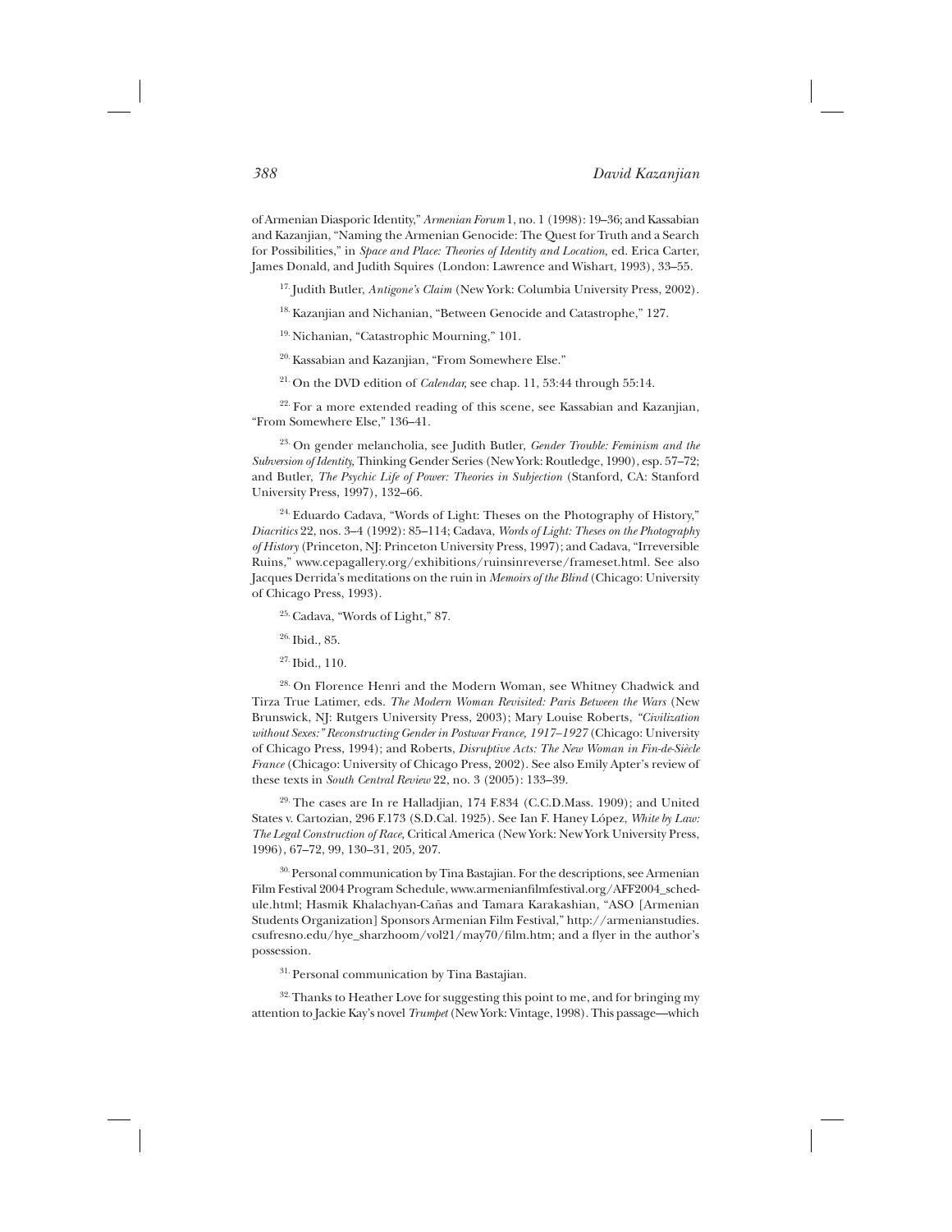of Armenian Diasporic Identity," *Armenian Forum* 1, no. 1 (1998): 19–36; and Kassabian and Kazanjian, "Naming the Armenian Genocide: The Quest for Truth and a Search for Possibilities," in *Space and Place: Theories of Identity and Location,* ed. Erica Carter, James Donald, and Judith Squires (London: Lawrence and Wishart, 1993), 33–55.

17. Judith Butler, *Antigone's Claim* (New York: Columbia University Press, 2002).

18. Kazanjian and Nichanian, "Between Genocide and Catastrophe," 127.

19. Nichanian, "Catastrophic Mourning," 101.

20. Kassabian and Kazanjian, "From Somewhere Else."

21. On the DVD edition of *Calendar,* see chap. 11, 53:44 through 55:14.

22. For a more extended reading of this scene, see Kassabian and Kazanjian, "From Somewhere Else," 136–41.

23. On gender melancholia, see Judith Butler, *Gender Trouble: Feminism and the Subversion of Identity,* Thinking Gender Series (New York: Routledge, 1990), esp. 57–72; and Butler, *The Psychic Life of Power: Theories in Subjection* (Stanford, CA: Stanford University Press, 1997), 132–66.

24. Eduardo Cadava, "Words of Light: Theses on the Photography of History," *Diacritics* 22, nos. 3–4 (1992): 85–114; Cadava, *Words of Light: Theses on the Photography of History* (Princeton, NJ: Princeton University Press, 1997); and Cadava, "Irreversible Ruins," www.cepagallery.org/exhibitions/ruinsinreverse/frameset.html. See also Jacques Derrida's meditations on the ruin in *Memoirs of the Blind* (Chicago: University of Chicago Press, 1993).

25. Cadava, "Words of Light," 87.

26. Ibid., 85.

27. Ibid., 110.

28. On Florence Henri and the Modern Woman, see Whitney Chadwick and Tirza True Latimer, eds. *The Modern Woman Revisited: Paris Between the Wars* (New Brunswick, NJ: Rutgers University Press, 2003); Mary Louise Roberts, *"Civilization without Sexes:" Reconstructing Gender in Postwar France, 1917–1927* (Chicago: University of Chicago Press, 1994); and Roberts, *Disruptive Acts: The New Woman in Fin-de-Siècle France* (Chicago: University of Chicago Press, 2002). See also Emily Apter's review of these texts in *South Central Review* 22, no. 3 (2005): 133–39.

29. The cases are In re Halladjian, 174 F.834 (C.C.D.Mass. 1909); and United States v. Cartozian, 296 F.173 (S.D.Cal. 1925). See Ian F. Haney López, *White by Law: The Legal Construction of Race,* Critical America (New York: New York University Press, 1996), 67–72, 99, 130–31, 205, 207.

30. Personal communication by Tina Bastajian. For the descriptions, see Armenian Film Festival 2004 Program Schedule, www.armenianfilmfestival.org/AFF2004_schedule.html; Hasmik Khalachyan-Cañas and Tamara Karakashian, "ASO [Armenian Students Organization] Sponsors Armenian Film Festival," http://armenianstudies.csufresno.edu/hye_sharzhoom/vol21/may70/film.htm; and a flyer in the author's possession.

31. Personal communication by Tina Bastajian.

32. Thanks to Heather Love for suggesting this point to me, and for bringing my attention to Jackie Kay's novel *Trumpet* (New York: Vintage, 1998). This passage—which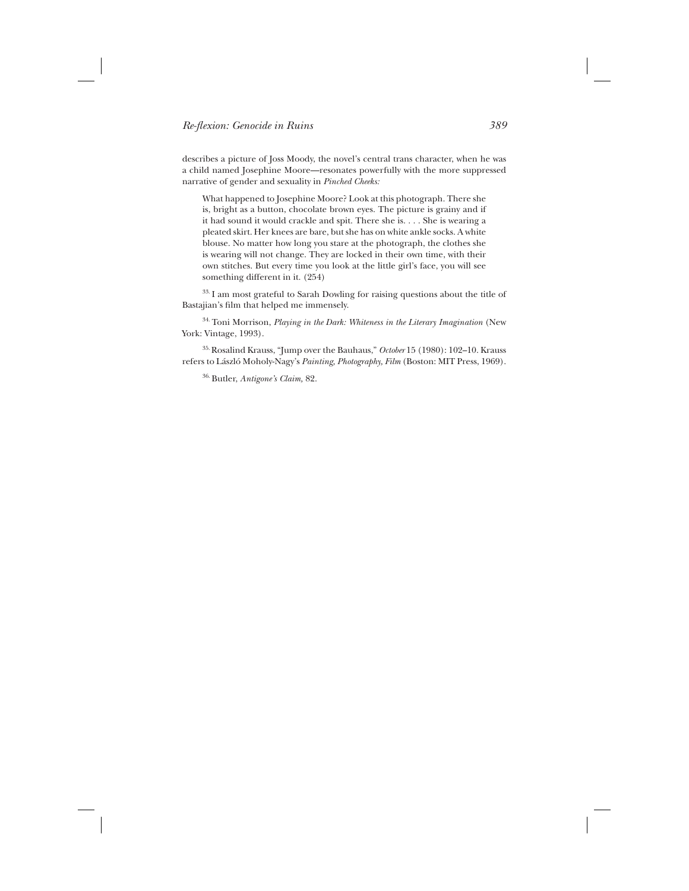describes a picture of Joss Moody, the novel's central trans character, when he was a child named Josephine Moore—resonates powerfully with the more suppressed narrative of gender and sexuality in *Pinched Cheeks:*

> What happened to Josephine Moore? Look at this photograph. There she is, bright as a button, chocolate brown eyes. The picture is grainy and if it had sound it would crackle and spit. There she is. . . . She is wearing a pleated skirt. Her knees are bare, but she has on white ankle socks. A white blouse. No matter how long you stare at the photograph, the clothes she is wearing will not change. They are locked in their own time, with their own stitches. But every time you look at the little girl's face, you will see something different in it. (254)

33. I am most grateful to Sarah Dowling for raising questions about the title of Bastajian's film that helped me immensely.

34. Toni Morrison, *Playing in the Dark: Whiteness in the Literary Imagination* (New York: Vintage, 1993).

35. Rosalind Krauss, "Jump over the Bauhaus," *October* 15 (1980): 102–10. Krauss refers to László Moholy-Nagy's *Painting, Photography, Film* (Boston: MIT Press, 1969).

36. Butler, *Antigone's Claim,* 82.